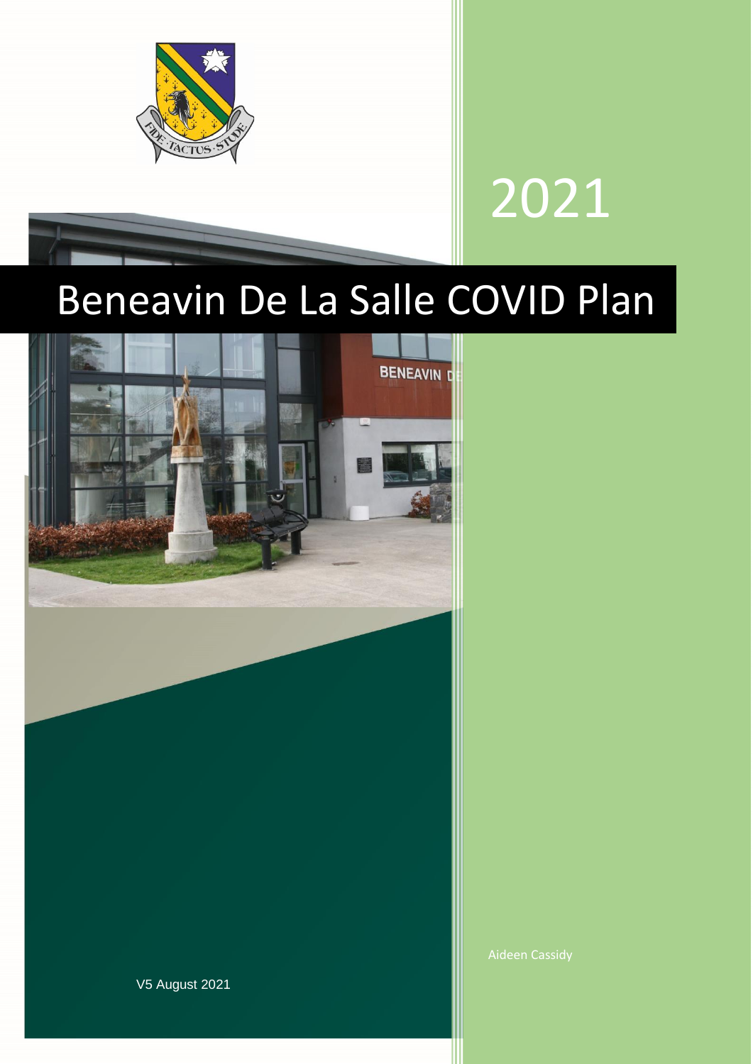2021

# Beneavin De La Salle COVID Plan

Aideen Cassidy

V5 August 2021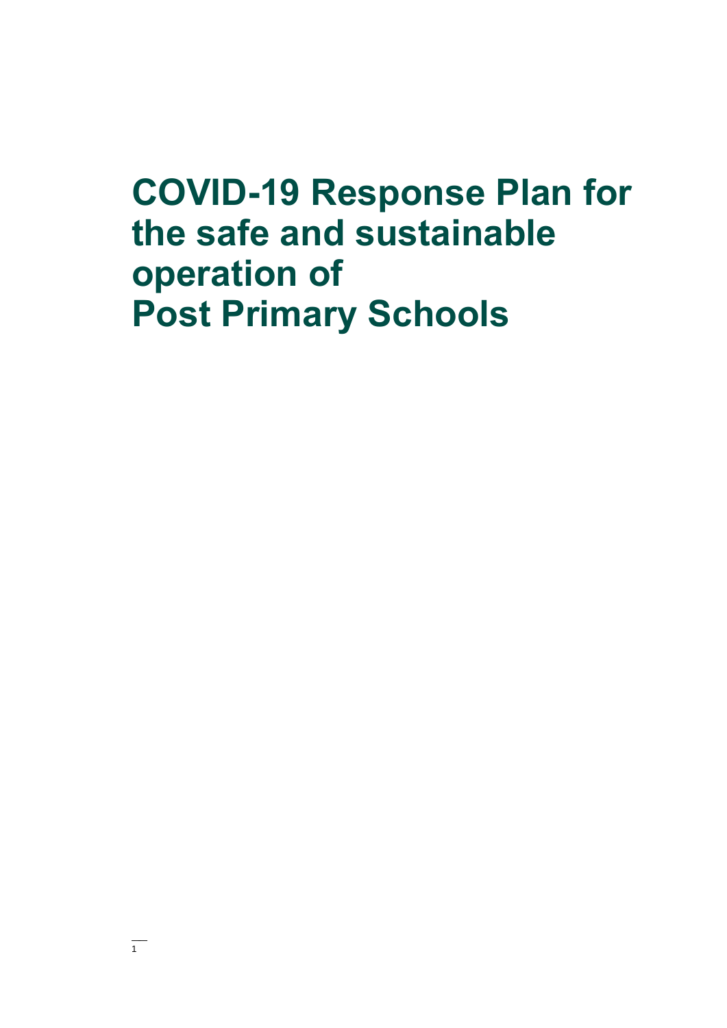# COVID-19 Response Plan for the safe and sustainable operation of Post Primary Schools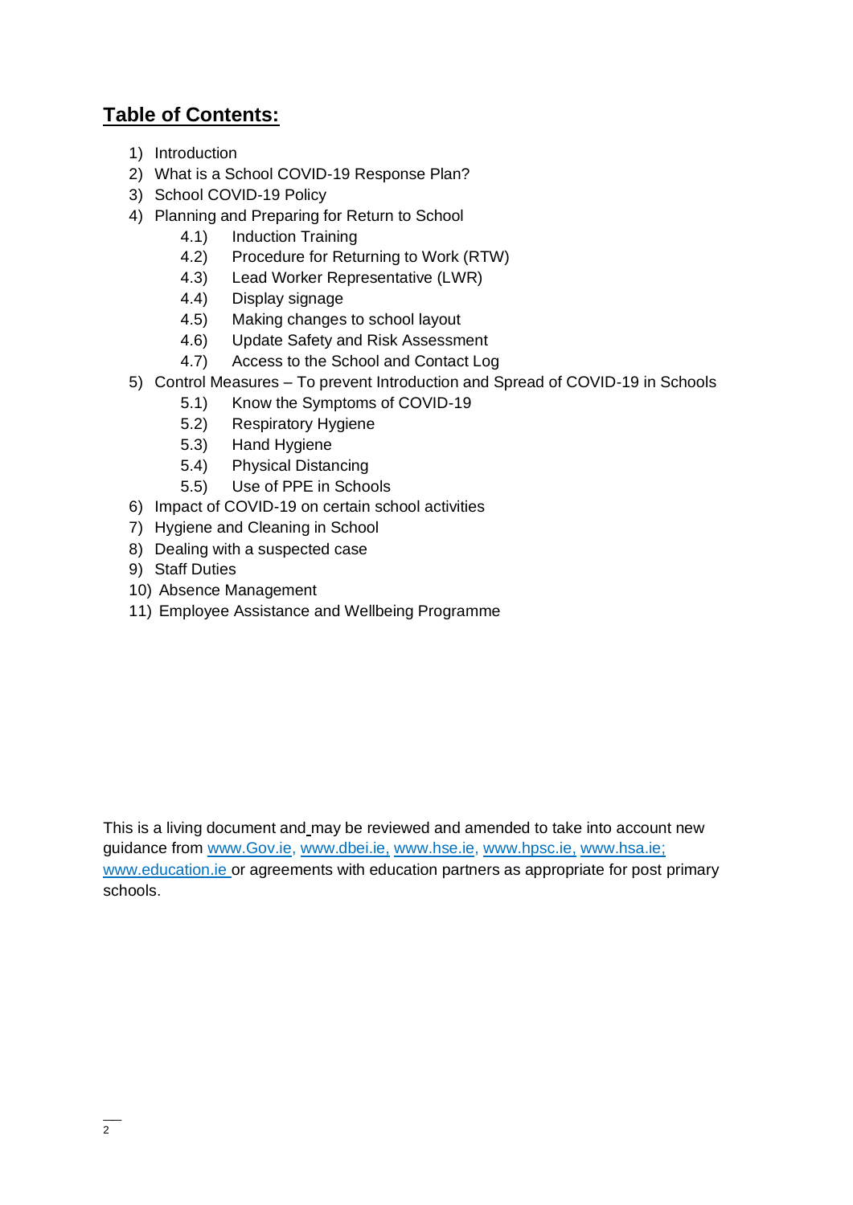## Table of Contents:

1) Introduction
2) What is a School COVID-19 Response Plan?
3) School COVID-19 Policy
4) Planning and Preparing for Return to School
    - 4.1) Induction Training
    - 4.2) Procedure for Returning to Work (RTW)
    - 4.3) Lead Worker Representative (LWR)
    - 4.4) Display signage
    - 4.5) Making changes to school layout
    - 4.6) Update Safety and Risk Assessment
    - 4.7) Access to the School and Contact Log
5) Control Measures – To prevent Introduction and Spread of COVID-19 in Schools
    - 5.1) Know the Symptoms of COVID-19
    - 5.2) Respiratory Hygiene
    - 5.3) Hand Hygiene
    - 5.4) Physical Distancing
    - 5.5) Use of PPE in Schools
6) Impact of COVID-19 on certain school activities
7) Hygiene and Cleaning in School
8) Dealing with a suspected case
9) Staff Duties
10) Absence Management
11) Employee Assistance and Wellbeing Programme

This is a living document and may be reviewed and amended to take into account new guidance from www.Gov.ie, www.dbei.ie, www.hse.ie, www.hpsc.ie, www.hsa.ie; www.education.ie or agreements with education partners as appropriate for post primary schools.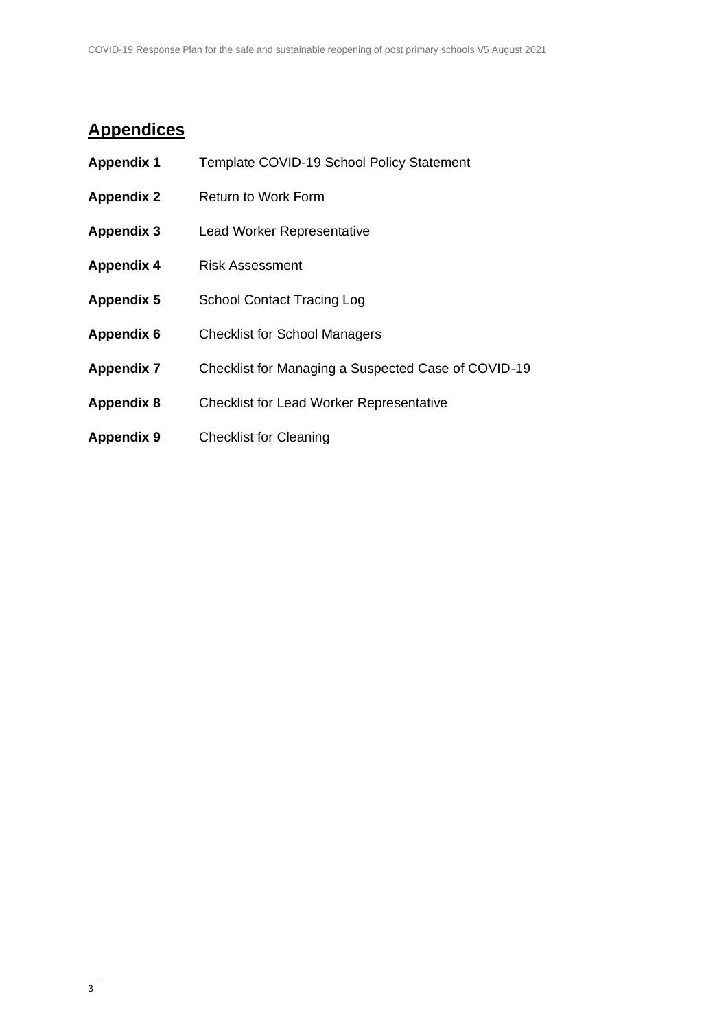## Appendices

| | |
|---|---|
| **Appendix 1** | Template COVID-19 School Policy Statement |
| **Appendix 2** | Return to Work Form |
| **Appendix 3** | Lead Worker Representative |
| **Appendix 4** | Risk Assessment |
| **Appendix 5** | School Contact Tracing Log |
| **Appendix 6** | Checklist for School Managers |
| **Appendix 7** | Checklist for Managing a Suspected Case of COVID-19 |
| **Appendix 8** | Checklist for Lead Worker Representative |
| **Appendix 9** | Checklist for Cleaning |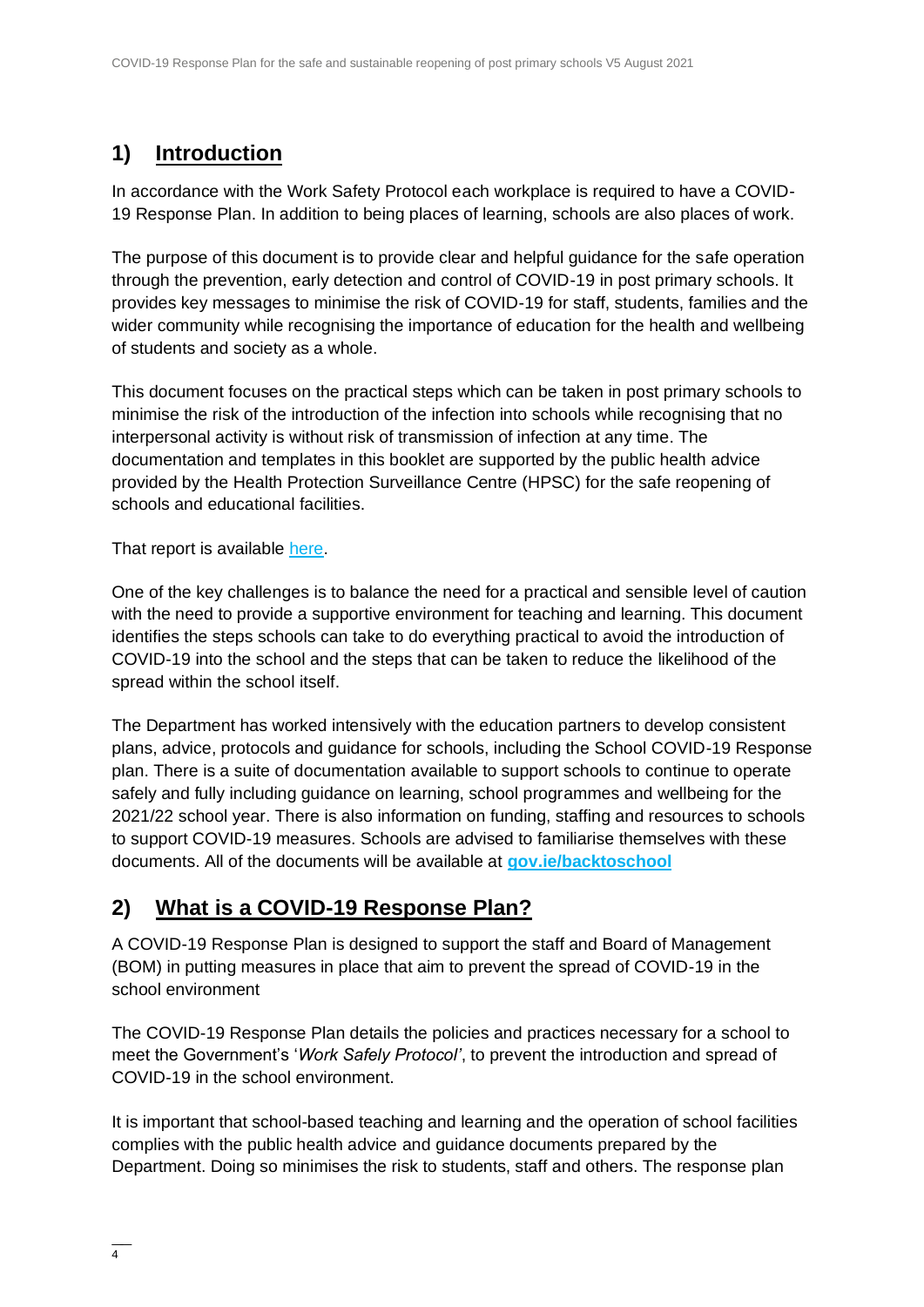## 1) Introduction

In accordance with the Work Safety Protocol each workplace is required to have a COVID-19 Response Plan. In addition to being places of learning, schools are also places of work.

The purpose of this document is to provide clear and helpful guidance for the safe operation through the prevention, early detection and control of COVID-19 in post primary schools. It provides key messages to minimise the risk of COVID-19 for staff, students, families and the wider community while recognising the importance of education for the health and wellbeing of students and society as a whole.

This document focuses on the practical steps which can be taken in post primary schools to minimise the risk of the introduction of the infection into schools while recognising that no interpersonal activity is without risk of transmission of infection at any time. The documentation and templates in this booklet are supported by the public health advice provided by the Health Protection Surveillance Centre (HPSC) for the safe reopening of schools and educational facilities.

That report is available here.

One of the key challenges is to balance the need for a practical and sensible level of caution with the need to provide a supportive environment for teaching and learning. This document identifies the steps schools can take to do everything practical to avoid the introduction of COVID-19 into the school and the steps that can be taken to reduce the likelihood of the spread within the school itself.

The Department has worked intensively with the education partners to develop consistent plans, advice, protocols and guidance for schools, including the School COVID-19 Response plan. There is a suite of documentation available to support schools to continue to operate safely and fully including guidance on learning, school programmes and wellbeing for the 2021/22 school year. There is also information on funding, staffing and resources to schools to support COVID-19 measures. Schools are advised to familiarise themselves with these documents. All of the documents will be available at **gov.ie/backtoschool**

## 2) What is a COVID-19 Response Plan?

A COVID-19 Response Plan is designed to support the staff and Board of Management (BOM) in putting measures in place that aim to prevent the spread of COVID-19 in the school environment

The COVID-19 Response Plan details the policies and practices necessary for a school to meet the Government's '*Work Safely Protocol*', to prevent the introduction and spread of COVID-19 in the school environment.

It is important that school-based teaching and learning and the operation of school facilities complies with the public health advice and guidance documents prepared by the Department. Doing so minimises the risk to students, staff and others. The response plan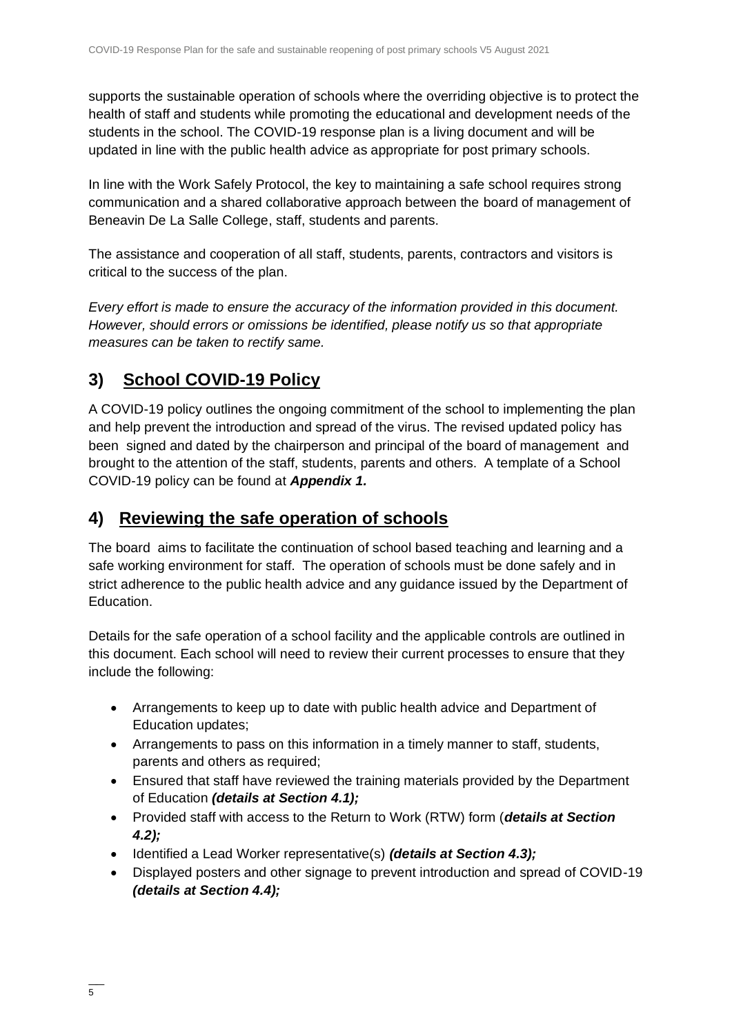supports the sustainable operation of schools where the overriding objective is to protect the health of staff and students while promoting the educational and development needs of the students in the school. The COVID-19 response plan is a living document and will be updated in line with the public health advice as appropriate for post primary schools.

In line with the Work Safely Protocol, the key to maintaining a safe school requires strong communication and a shared collaborative approach between the board of management of Beneavin De La Salle College, staff, students and parents.

The assistance and cooperation of all staff, students, parents, contractors and visitors is critical to the success of the plan.

*Every effort is made to ensure the accuracy of the information provided in this document. However, should errors or omissions be identified, please notify us so that appropriate measures can be taken to rectify same.*

## 3) School COVID-19 Policy

A COVID-19 policy outlines the ongoing commitment of the school to implementing the plan and help prevent the introduction and spread of the virus. The revised updated policy has been signed and dated by the chairperson and principal of the board of management and brought to the attention of the staff, students, parents and others. A template of a School COVID-19 policy can be found at ***Appendix 1.***

## 4) Reviewing the safe operation of schools

The board aims to facilitate the continuation of school based teaching and learning and a safe working environment for staff. The operation of schools must be done safely and in strict adherence to the public health advice and any guidance issued by the Department of Education.

Details for the safe operation of a school facility and the applicable controls are outlined in this document. Each school will need to review their current processes to ensure that they include the following:

- Arrangements to keep up to date with public health advice and Department of Education updates;
- Arrangements to pass on this information in a timely manner to staff, students, parents and others as required;
- Ensured that staff have reviewed the training materials provided by the Department of Education ***(details at Section 4.1);***
- Provided staff with access to the Return to Work (RTW) form (***details at Section 4.2);***
- Identified a Lead Worker representative(s) ***(details at Section 4.3);***
- Displayed posters and other signage to prevent introduction and spread of COVID-19 ***(details at Section 4.4);***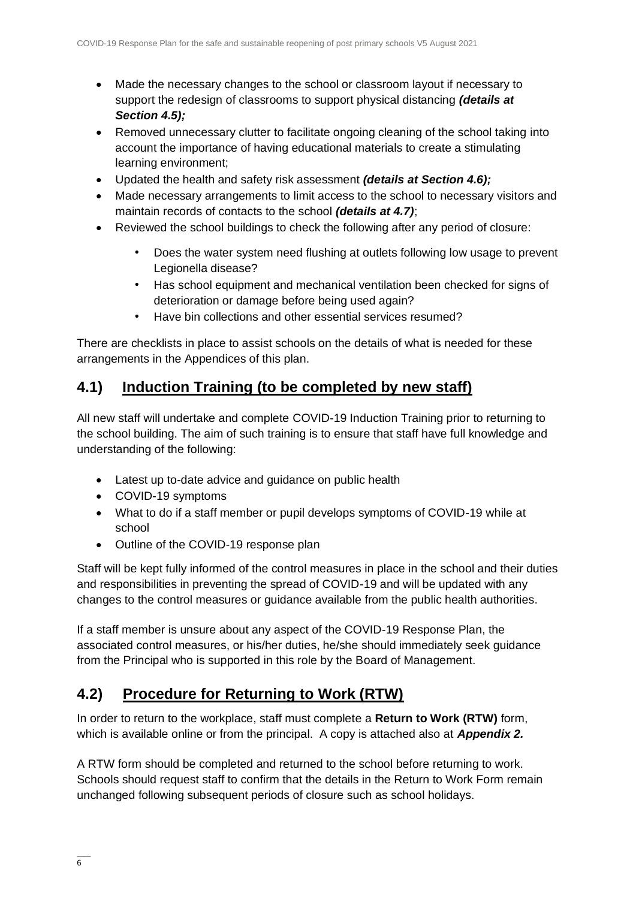- Made the necessary changes to the school or classroom layout if necessary to support the redesign of classrooms to support physical distancing ***(details at Section 4.5);***
- Removed unnecessary clutter to facilitate ongoing cleaning of the school taking into account the importance of having educational materials to create a stimulating learning environment;
- Updated the health and safety risk assessment ***(details at Section 4.6);***
- Made necessary arrangements to limit access to the school to necessary visitors and maintain records of contacts to the school ***(details at 4.7)***;
- Reviewed the school buildings to check the following after any period of closure:
  - Does the water system need flushing at outlets following low usage to prevent Legionella disease?
  - Has school equipment and mechanical ventilation been checked for signs of deterioration or damage before being used again?
  - Have bin collections and other essential services resumed?

There are checklists in place to assist schools on the details of what is needed for these arrangements in the Appendices of this plan.

## 4.1) Induction Training (to be completed by new staff)

All new staff will undertake and complete COVID-19 Induction Training prior to returning to the school building. The aim of such training is to ensure that staff have full knowledge and understanding of the following:

- Latest up to-date advice and guidance on public health
- COVID-19 symptoms
- What to do if a staff member or pupil develops symptoms of COVID-19 while at school
- Outline of the COVID-19 response plan

Staff will be kept fully informed of the control measures in place in the school and their duties and responsibilities in preventing the spread of COVID-19 and will be updated with any changes to the control measures or guidance available from the public health authorities.

If a staff member is unsure about any aspect of the COVID-19 Response Plan, the associated control measures, or his/her duties, he/she should immediately seek guidance from the Principal who is supported in this role by the Board of Management.

## 4.2) Procedure for Returning to Work (RTW)

In order to return to the workplace, staff must complete a **Return to Work (RTW)** form, which is available online or from the principal. A copy is attached also at ***Appendix 2.***

A RTW form should be completed and returned to the school before returning to work. Schools should request staff to confirm that the details in the Return to Work Form remain unchanged following subsequent periods of closure such as school holidays.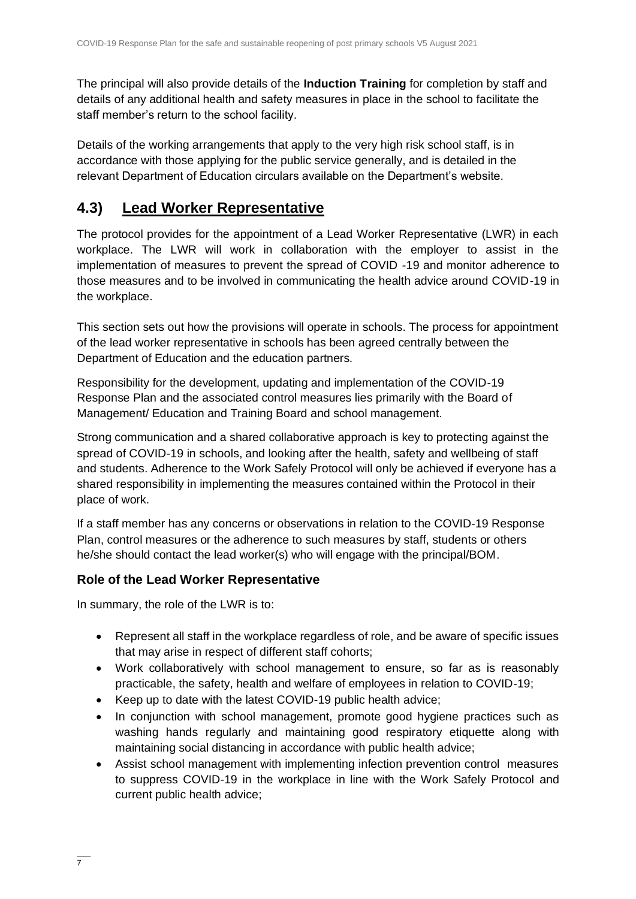The principal will also provide details of the **Induction Training** for completion by staff and details of any additional health and safety measures in place in the school to facilitate the staff member's return to the school facility.

Details of the working arrangements that apply to the very high risk school staff, is in accordance with those applying for the public service generally, and is detailed in the relevant Department of Education circulars available on the Department's website.

## 4.3) Lead Worker Representative

The protocol provides for the appointment of a Lead Worker Representative (LWR) in each workplace. The LWR will work in collaboration with the employer to assist in the implementation of measures to prevent the spread of COVID -19 and monitor adherence to those measures and to be involved in communicating the health advice around COVID-19 in the workplace.

This section sets out how the provisions will operate in schools. The process for appointment of the lead worker representative in schools has been agreed centrally between the Department of Education and the education partners.

Responsibility for the development, updating and implementation of the COVID-19 Response Plan and the associated control measures lies primarily with the Board of Management/ Education and Training Board and school management.

Strong communication and a shared collaborative approach is key to protecting against the spread of COVID-19 in schools, and looking after the health, safety and wellbeing of staff and students. Adherence to the Work Safely Protocol will only be achieved if everyone has a shared responsibility in implementing the measures contained within the Protocol in their place of work.

If a staff member has any concerns or observations in relation to the COVID-19 Response Plan, control measures or the adherence to such measures by staff, students or others he/she should contact the lead worker(s) who will engage with the principal/BOM.

### Role of the Lead Worker Representative

In summary, the role of the LWR is to:

- Represent all staff in the workplace regardless of role, and be aware of specific issues that may arise in respect of different staff cohorts;
- Work collaboratively with school management to ensure, so far as is reasonably practicable, the safety, health and welfare of employees in relation to COVID-19;
- Keep up to date with the latest COVID-19 public health advice;
- In conjunction with school management, promote good hygiene practices such as washing hands regularly and maintaining good respiratory etiquette along with maintaining social distancing in accordance with public health advice;
- Assist school management with implementing infection prevention control measures to suppress COVID-19 in the workplace in line with the Work Safely Protocol and current public health advice;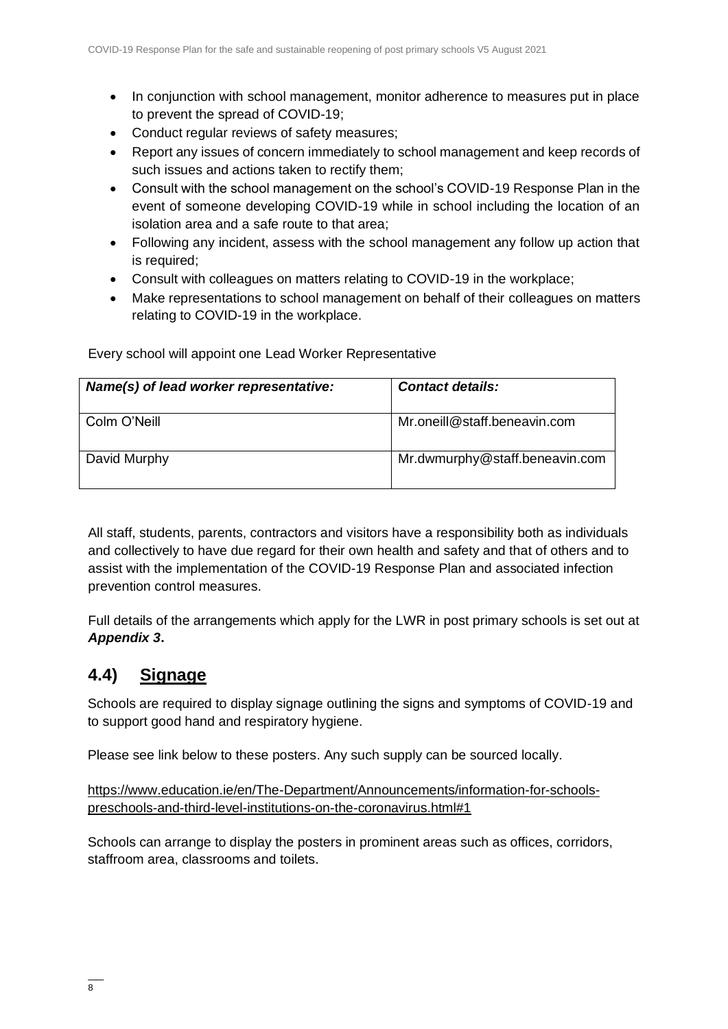- In conjunction with school management, monitor adherence to measures put in place to prevent the spread of COVID-19;
- Conduct regular reviews of safety measures;
- Report any issues of concern immediately to school management and keep records of such issues and actions taken to rectify them;
- Consult with the school management on the school's COVID-19 Response Plan in the event of someone developing COVID-19 while in school including the location of an isolation area and a safe route to that area;
- Following any incident, assess with the school management any follow up action that is required;
- Consult with colleagues on matters relating to COVID-19 in the workplace;
- Make representations to school management on behalf of their colleagues on matters relating to COVID-19 in the workplace.

Every school will appoint one Lead Worker Representative

| ***Name(s) of lead worker representative:*** | ***Contact details:*** |
| --- | --- |
| Colm O'Neill | Mr.oneill@staff.beneavin.com |
| David Murphy | Mr.dwmurphy@staff.beneavin.com |

All staff, students, parents, contractors and visitors have a responsibility both as individuals and collectively to have due regard for their own health and safety and that of others and to assist with the implementation of the COVID-19 Response Plan and associated infection prevention control measures.

Full details of the arrangements which apply for the LWR in post primary schools is set out at ***Appendix 3*.**

## 4.4) Signage

Schools are required to display signage outlining the signs and symptoms of COVID-19 and to support good hand and respiratory hygiene.

Please see link below to these posters. Any such supply can be sourced locally.

https://www.education.ie/en/The-Department/Announcements/information-for-schools-preschools-and-third-level-institutions-on-the-coronavirus.html#1

Schools can arrange to display the posters in prominent areas such as offices, corridors, staffroom area, classrooms and toilets.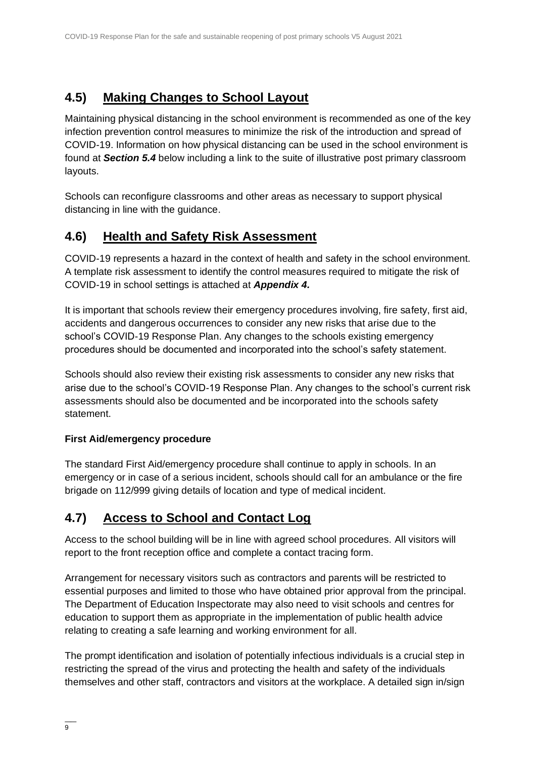## 4.5) Making Changes to School Layout

Maintaining physical distancing in the school environment is recommended as one of the key infection prevention control measures to minimize the risk of the introduction and spread of COVID-19. Information on how physical distancing can be used in the school environment is found at ***Section 5.4*** below including a link to the suite of illustrative post primary classroom layouts.

Schools can reconfigure classrooms and other areas as necessary to support physical distancing in line with the guidance.

## 4.6) Health and Safety Risk Assessment

COVID-19 represents a hazard in the context of health and safety in the school environment. A template risk assessment to identify the control measures required to mitigate the risk of COVID-19 in school settings is attached at ***Appendix 4.***

It is important that schools review their emergency procedures involving, fire safety, first aid, accidents and dangerous occurrences to consider any new risks that arise due to the school's COVID-19 Response Plan. Any changes to the schools existing emergency procedures should be documented and incorporated into the school's safety statement.

Schools should also review their existing risk assessments to consider any new risks that arise due to the school's COVID-19 Response Plan. Any changes to the school's current risk assessments should also be documented and be incorporated into the schools safety statement.

**First Aid/emergency procedure**

The standard First Aid/emergency procedure shall continue to apply in schools. In an emergency or in case of a serious incident, schools should call for an ambulance or the fire brigade on 112/999 giving details of location and type of medical incident.

## 4.7) Access to School and Contact Log

Access to the school building will be in line with agreed school procedures. All visitors will report to the front reception office and complete a contact tracing form.

Arrangement for necessary visitors such as contractors and parents will be restricted to essential purposes and limited to those who have obtained prior approval from the principal. The Department of Education Inspectorate may also need to visit schools and centres for education to support them as appropriate in the implementation of public health advice relating to creating a safe learning and working environment for all.

The prompt identification and isolation of potentially infectious individuals is a crucial step in restricting the spread of the virus and protecting the health and safety of the individuals themselves and other staff, contractors and visitors at the workplace. A detailed sign in/sign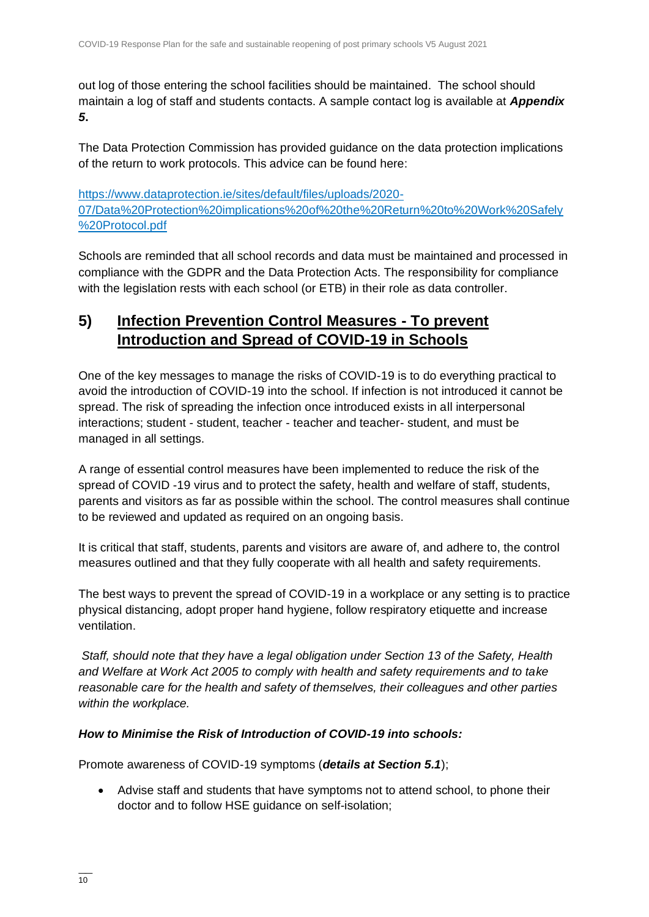out log of those entering the school facilities should be maintained. The school should maintain a log of staff and students contacts. A sample contact log is available at ***Appendix 5***.

The Data Protection Commission has provided guidance on the data protection implications of the return to work protocols. This advice can be found here:

[https://www.dataprotection.ie/sites/default/files/uploads/2020-07/Data%20Protection%20implications%20of%20the%20Return%20to%20Work%20Safely%20Protocol.pdf](https://www.dataprotection.ie/sites/default/files/uploads/2020-07/Data%20Protection%20implications%20of%20the%20Return%20to%20Work%20Safely%20Protocol.pdf)

Schools are reminded that all school records and data must be maintained and processed in compliance with the GDPR and the Data Protection Acts. The responsibility for compliance with the legislation rests with each school (or ETB) in their role as data controller.

## 5) Infection Prevention Control Measures - To prevent Introduction and Spread of COVID-19 in Schools

One of the key messages to manage the risks of COVID-19 is to do everything practical to avoid the introduction of COVID-19 into the school. If infection is not introduced it cannot be spread. The risk of spreading the infection once introduced exists in all interpersonal interactions; student - student, teacher - teacher and teacher- student, and must be managed in all settings.

A range of essential control measures have been implemented to reduce the risk of the spread of COVID -19 virus and to protect the safety, health and welfare of staff, students, parents and visitors as far as possible within the school. The control measures shall continue to be reviewed and updated as required on an ongoing basis.

It is critical that staff, students, parents and visitors are aware of, and adhere to, the control measures outlined and that they fully cooperate with all health and safety requirements.

The best ways to prevent the spread of COVID-19 in a workplace or any setting is to practice physical distancing, adopt proper hand hygiene, follow respiratory etiquette and increase ventilation.

*Staff, should note that they have a legal obligation under Section 13 of the Safety, Health and Welfare at Work Act 2005 to comply with health and safety requirements and to take reasonable care for the health and safety of themselves, their colleagues and other parties within the workplace.*

***How to Minimise the Risk of Introduction of COVID-19 into schools:***

Promote awareness of COVID-19 symptoms (***details at Section 5.1***);

- Advise staff and students that have symptoms not to attend school, to phone their doctor and to follow HSE guidance on self-isolation;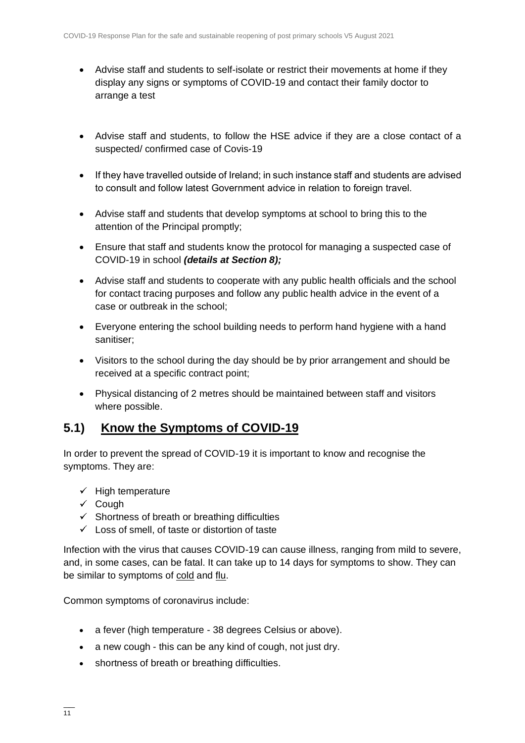- Advise staff and students to self-isolate or restrict their movements at home if they display any signs or symptoms of COVID-19 and contact their family doctor to arrange a test

- Advise staff and students, to follow the HSE advice if they are a close contact of a suspected/ confirmed case of Covis-19

- If they have travelled outside of Ireland; in such instance staff and students are advised to consult and follow latest Government advice in relation to foreign travel.

- Advise staff and students that develop symptoms at school to bring this to the attention of the Principal promptly;

- Ensure that staff and students know the protocol for managing a suspected case of COVID-19 in school ***(details at Section 8);***

- Advise staff and students to cooperate with any public health officials and the school for contact tracing purposes and follow any public health advice in the event of a case or outbreak in the school;

- Everyone entering the school building needs to perform hand hygiene with a hand sanitiser;

- Visitors to the school during the day should be by prior arrangement and should be received at a specific contract point;

- Physical distancing of 2 metres should be maintained between staff and visitors where possible.

## 5.1) Know the Symptoms of COVID-19

In order to prevent the spread of COVID-19 it is important to know and recognise the symptoms. They are:

- ✓ High temperature
- ✓ Cough
- ✓ Shortness of breath or breathing difficulties
- ✓ Loss of smell, of taste or distortion of taste

Infection with the virus that causes COVID-19 can cause illness, ranging from mild to severe, and, in some cases, can be fatal. It can take up to 14 days for symptoms to show. They can be similar to symptoms of cold and flu.

Common symptoms of coronavirus include:

- a fever (high temperature - 38 degrees Celsius or above).
- a new cough - this can be any kind of cough, not just dry.
- shortness of breath or breathing difficulties.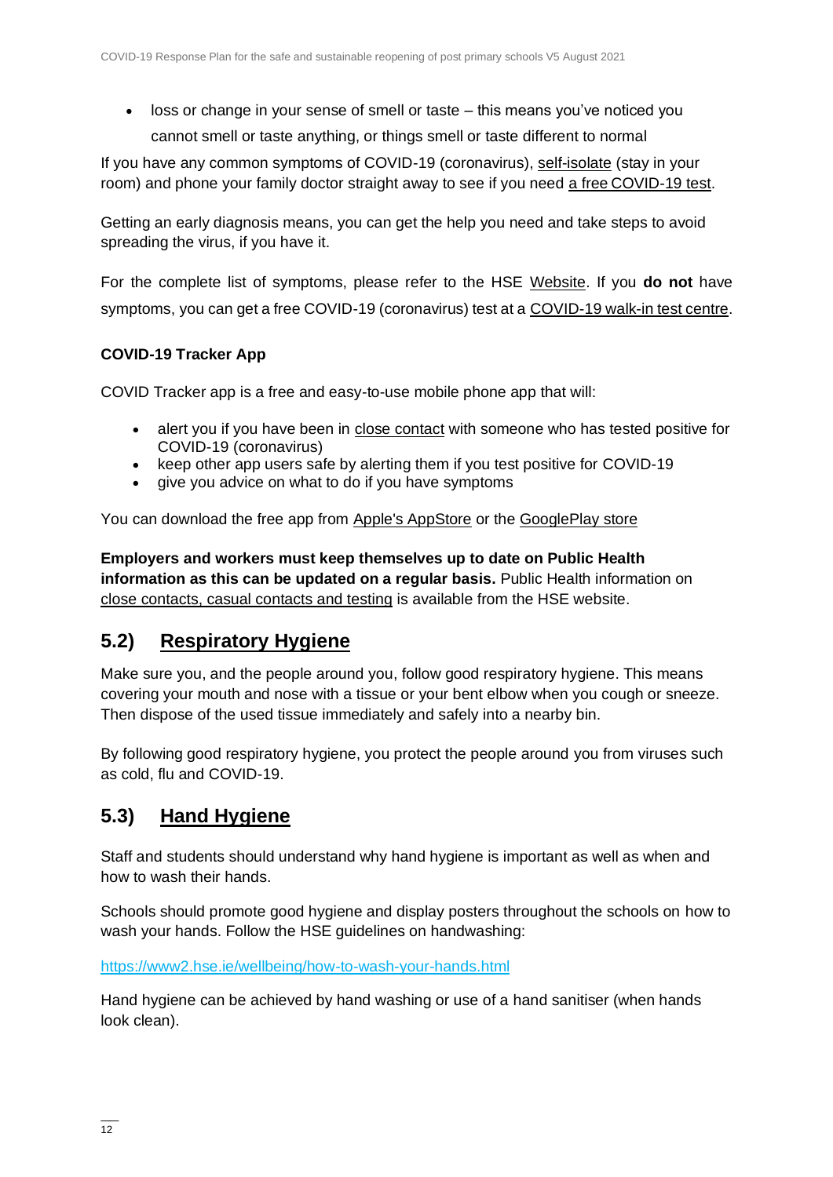- loss or change in your sense of smell or taste – this means you've noticed you cannot smell or taste anything, or things smell or taste different to normal

If you have any common symptoms of COVID-19 (coronavirus), self-isolate (stay in your room) and phone your family doctor straight away to see if you need a free COVID-19 test.

Getting an early diagnosis means, you can get the help you need and take steps to avoid spreading the virus, if you have it.

For the complete list of symptoms, please refer to the HSE Website. If you **do not** have symptoms, you can get a free COVID-19 (coronavirus) test at a COVID-19 walk-in test centre.

**COVID-19 Tracker App**

COVID Tracker app is a free and easy-to-use mobile phone app that will:

- alert you if you have been in close contact with someone who has tested positive for COVID-19 (coronavirus)
- keep other app users safe by alerting them if you test positive for COVID-19
- give you advice on what to do if you have symptoms

You can download the free app from Apple's AppStore or the GooglePlay store

**Employers and workers must keep themselves up to date on Public Health information as this can be updated on a regular basis.** Public Health information on close contacts, casual contacts and testing is available from the HSE website.

## 5.2) Respiratory Hygiene

Make sure you, and the people around you, follow good respiratory hygiene. This means covering your mouth and nose with a tissue or your bent elbow when you cough or sneeze. Then dispose of the used tissue immediately and safely into a nearby bin.

By following good respiratory hygiene, you protect the people around you from viruses such as cold, flu and COVID-19.

## 5.3) Hand Hygiene

Staff and students should understand why hand hygiene is important as well as when and how to wash their hands.

Schools should promote good hygiene and display posters throughout the schools on how to wash your hands. Follow the HSE guidelines on handwashing:

https://www2.hse.ie/wellbeing/how-to-wash-your-hands.html

Hand hygiene can be achieved by hand washing or use of a hand sanitiser (when hands look clean).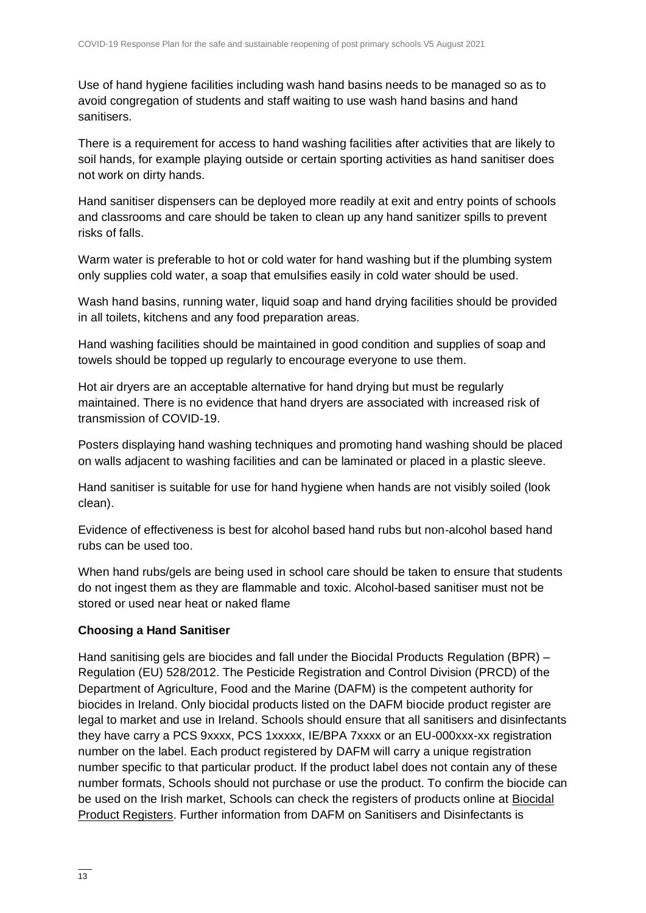Use of hand hygiene facilities including wash hand basins needs to be managed so as to avoid congregation of students and staff waiting to use wash hand basins and hand sanitisers.

There is a requirement for access to hand washing facilities after activities that are likely to soil hands, for example playing outside or certain sporting activities as hand sanitiser does not work on dirty hands.

Hand sanitiser dispensers can be deployed more readily at exit and entry points of schools and classrooms and care should be taken to clean up any hand sanitizer spills to prevent risks of falls.

Warm water is preferable to hot or cold water for hand washing but if the plumbing system only supplies cold water, a soap that emulsifies easily in cold water should be used.

Wash hand basins, running water, liquid soap and hand drying facilities should be provided in all toilets, kitchens and any food preparation areas.

Hand washing facilities should be maintained in good condition and supplies of soap and towels should be topped up regularly to encourage everyone to use them.

Hot air dryers are an acceptable alternative for hand drying but must be regularly maintained. There is no evidence that hand dryers are associated with increased risk of transmission of COVID-19.

Posters displaying hand washing techniques and promoting hand washing should be placed on walls adjacent to washing facilities and can be laminated or placed in a plastic sleeve.

Hand sanitiser is suitable for use for hand hygiene when hands are not visibly soiled (look clean).

Evidence of effectiveness is best for alcohol based hand rubs but non-alcohol based hand rubs can be used too.

When hand rubs/gels are being used in school care should be taken to ensure that students do not ingest them as they are flammable and toxic. Alcohol-based sanitiser must not be stored or used near heat or naked flame

**Choosing a Hand Sanitiser**

Hand sanitising gels are biocides and fall under the Biocidal Products Regulation (BPR) – Regulation (EU) 528/2012. The Pesticide Registration and Control Division (PRCD) of the Department of Agriculture, Food and the Marine (DAFM) is the competent authority for biocides in Ireland. Only biocidal products listed on the DAFM biocide product register are legal to market and use in Ireland. Schools should ensure that all sanitisers and disinfectants they have carry a PCS 9xxxx, PCS 1xxxxx, IE/BPA 7xxxx or an EU-000xxx-xx registration number on the label. Each product registered by DAFM will carry a unique registration number specific to that particular product. If the product label does not contain any of these number formats, Schools should not purchase or use the product. To confirm the biocide can be used on the Irish market, Schools can check the registers of products online at Biocidal Product Registers. Further information from DAFM on Sanitisers and Disinfectants is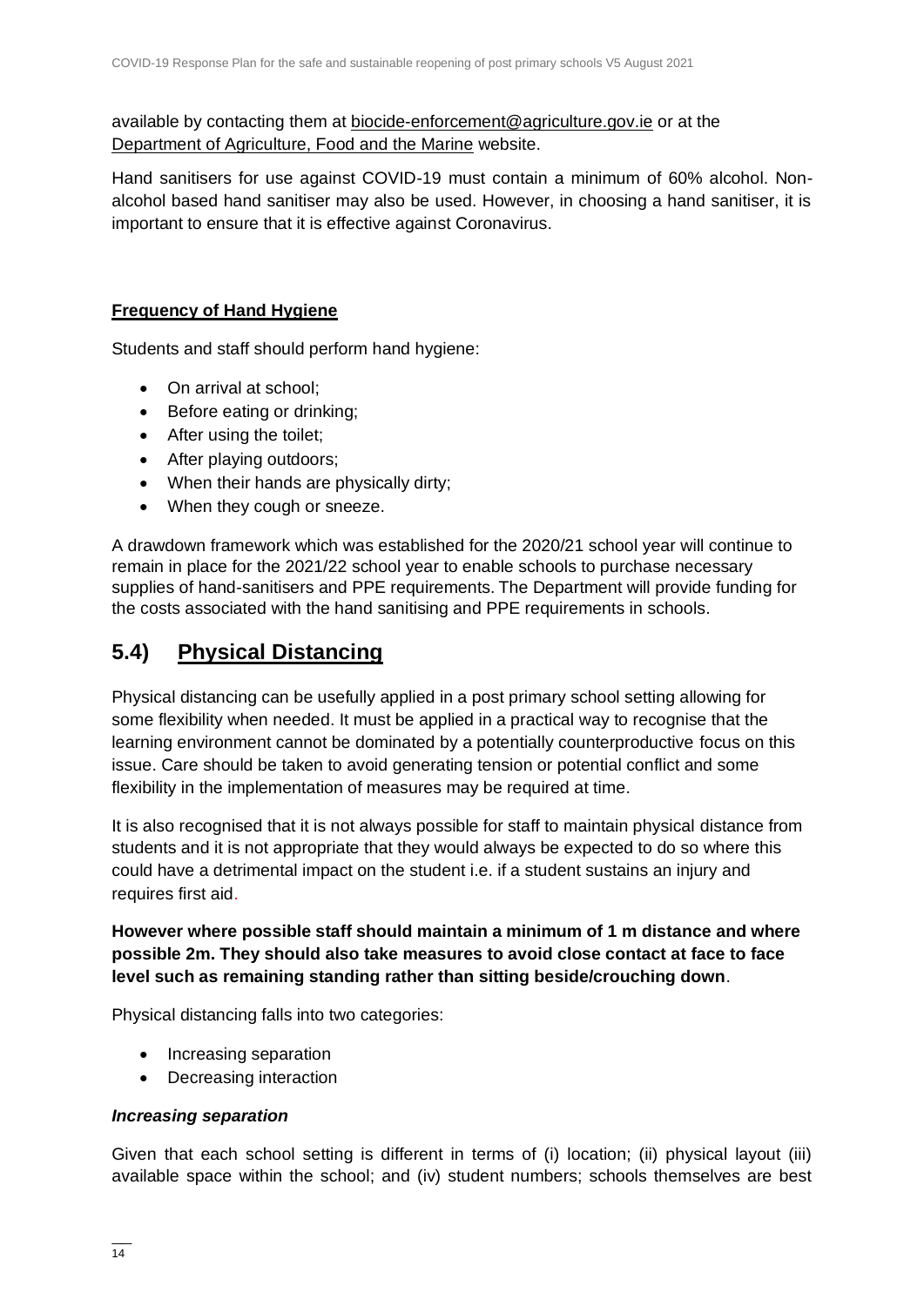available by contacting them at biocide-enforcement@agriculture.gov.ie or at the Department of Agriculture, Food and the Marine website.

Hand sanitisers for use against COVID-19 must contain a minimum of 60% alcohol. Non-alcohol based hand sanitiser may also be used. However, in choosing a hand sanitiser, it is important to ensure that it is effective against Coronavirus.

**Frequency of Hand Hygiene**

Students and staff should perform hand hygiene:

- On arrival at school;
- Before eating or drinking;
- After using the toilet;
- After playing outdoors;
- When their hands are physically dirty;
- When they cough or sneeze.

A drawdown framework which was established for the 2020/21 school year will continue to remain in place for the 2021/22 school year to enable schools to purchase necessary supplies of hand-sanitisers and PPE requirements. The Department will provide funding for the costs associated with the hand sanitising and PPE requirements in schools.

## 5.4) Physical Distancing

Physical distancing can be usefully applied in a post primary school setting allowing for some flexibility when needed. It must be applied in a practical way to recognise that the learning environment cannot be dominated by a potentially counterproductive focus on this issue. Care should be taken to avoid generating tension or potential conflict and some flexibility in the implementation of measures may be required at time.

It is also recognised that it is not always possible for staff to maintain physical distance from students and it is not appropriate that they would always be expected to do so where this could have a detrimental impact on the student i.e. if a student sustains an injury and requires first aid.

**However where possible staff should maintain a minimum of 1 m distance and where possible 2m. They should also take measures to avoid close contact at face to face level such as remaining standing rather than sitting beside/crouching down**.

Physical distancing falls into two categories:

- Increasing separation
- Decreasing interaction

***Increasing separation***

Given that each school setting is different in terms of (i) location; (ii) physical layout (iii) available space within the school; and (iv) student numbers; schools themselves are best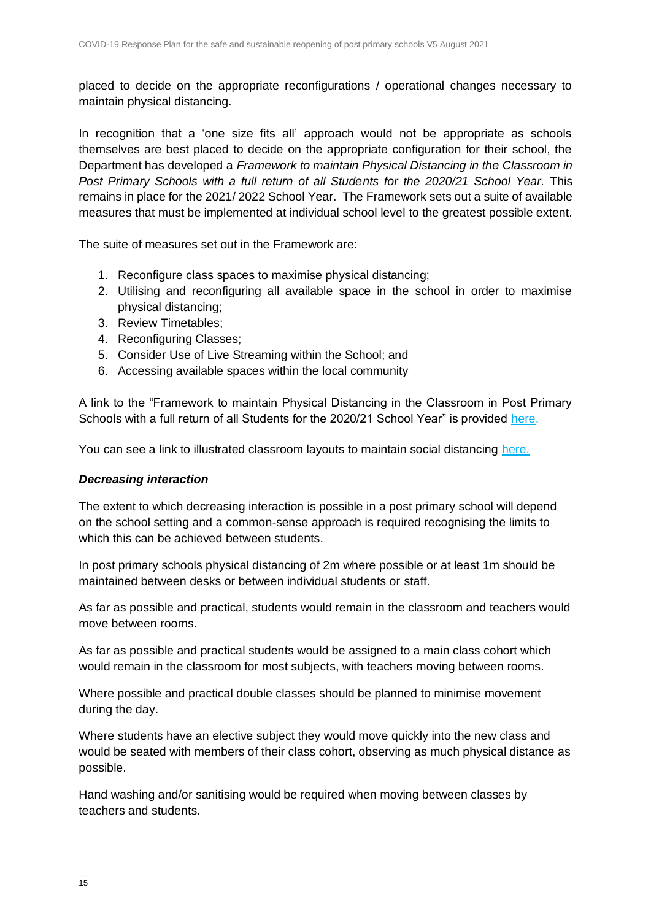placed to decide on the appropriate reconfigurations / operational changes necessary to maintain physical distancing.

In recognition that a 'one size fits all' approach would not be appropriate as schools themselves are best placed to decide on the appropriate configuration for their school, the Department has developed a *Framework to maintain Physical Distancing in the Classroom in Post Primary Schools with a full return of all Students for the 2020/21 School Year*. This remains in place for the 2021/ 2022 School Year. The Framework sets out a suite of available measures that must be implemented at individual school level to the greatest possible extent.

The suite of measures set out in the Framework are:

1. Reconfigure class spaces to maximise physical distancing;
2. Utilising and reconfiguring all available space in the school in order to maximise physical distancing;
3. Review Timetables;
4. Reconfiguring Classes;
5. Consider Use of Live Streaming within the School; and
6. Accessing available spaces within the local community

A link to the "Framework to maintain Physical Distancing in the Classroom in Post Primary Schools with a full return of all Students for the 2020/21 School Year" is provided here.

You can see a link to illustrated classroom layouts to maintain social distancing here.

### *Decreasing interaction*

The extent to which decreasing interaction is possible in a post primary school will depend on the school setting and a common-sense approach is required recognising the limits to which this can be achieved between students.

In post primary schools physical distancing of 2m where possible or at least 1m should be maintained between desks or between individual students or staff.

As far as possible and practical, students would remain in the classroom and teachers would move between rooms.

As far as possible and practical students would be assigned to a main class cohort which would remain in the classroom for most subjects, with teachers moving between rooms.

Where possible and practical double classes should be planned to minimise movement during the day.

Where students have an elective subject they would move quickly into the new class and would be seated with members of their class cohort, observing as much physical distance as possible.

Hand washing and/or sanitising would be required when moving between classes by teachers and students.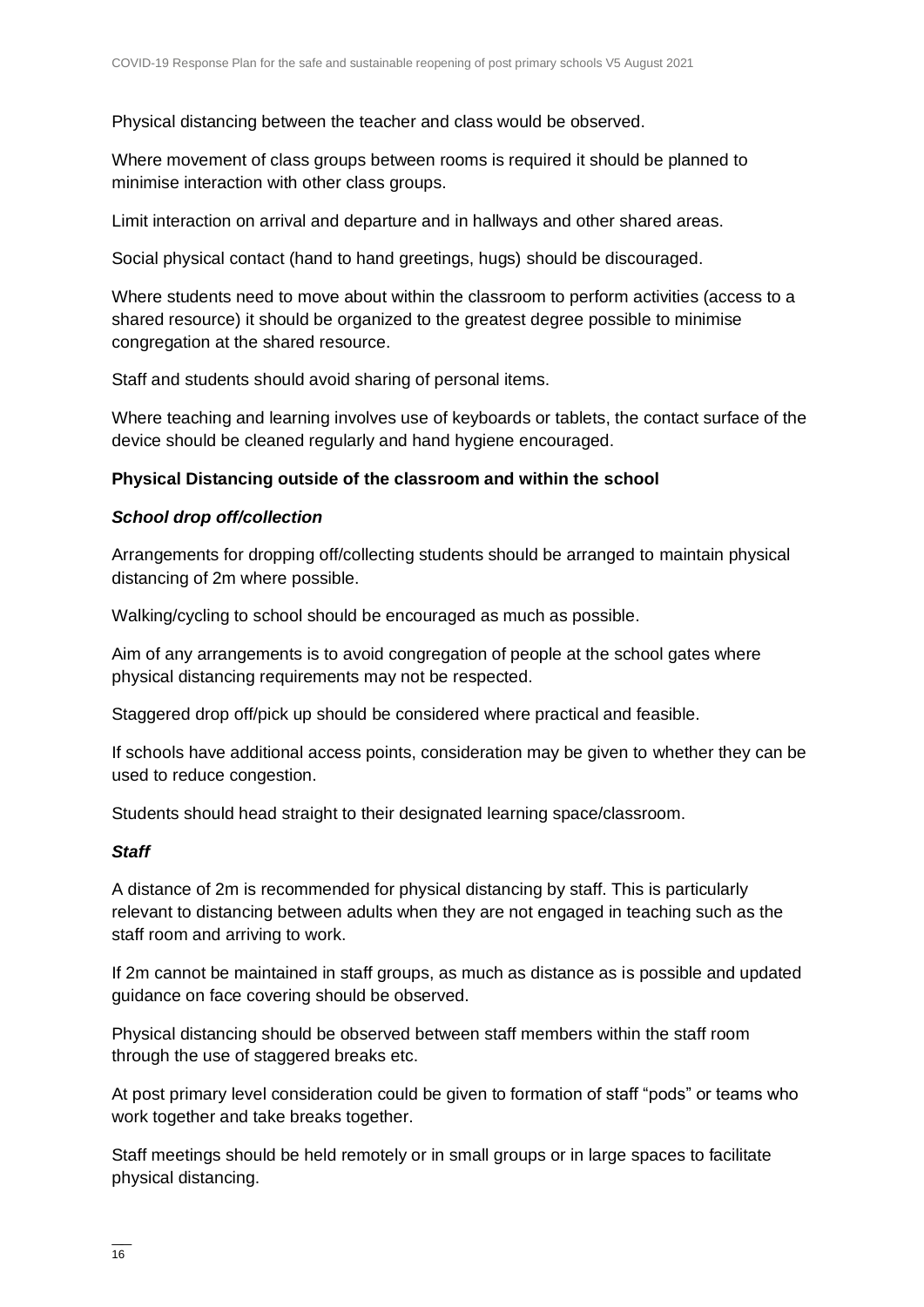Physical distancing between the teacher and class would be observed.

Where movement of class groups between rooms is required it should be planned to minimise interaction with other class groups.

Limit interaction on arrival and departure and in hallways and other shared areas.

Social physical contact (hand to hand greetings, hugs) should be discouraged.

Where students need to move about within the classroom to perform activities (access to a shared resource) it should be organized to the greatest degree possible to minimise congregation at the shared resource.

Staff and students should avoid sharing of personal items.

Where teaching and learning involves use of keyboards or tablets, the contact surface of the device should be cleaned regularly and hand hygiene encouraged.

**Physical Distancing outside of the classroom and within the school**

***School drop off/collection***

Arrangements for dropping off/collecting students should be arranged to maintain physical distancing of 2m where possible.

Walking/cycling to school should be encouraged as much as possible.

Aim of any arrangements is to avoid congregation of people at the school gates where physical distancing requirements may not be respected.

Staggered drop off/pick up should be considered where practical and feasible.

If schools have additional access points, consideration may be given to whether they can be used to reduce congestion.

Students should head straight to their designated learning space/classroom.

***Staff***

A distance of 2m is recommended for physical distancing by staff. This is particularly relevant to distancing between adults when they are not engaged in teaching such as the staff room and arriving to work.

If 2m cannot be maintained in staff groups, as much as distance as is possible and updated guidance on face covering should be observed.

Physical distancing should be observed between staff members within the staff room through the use of staggered breaks etc.

At post primary level consideration could be given to formation of staff "pods" or teams who work together and take breaks together.

Staff meetings should be held remotely or in small groups or in large spaces to facilitate physical distancing.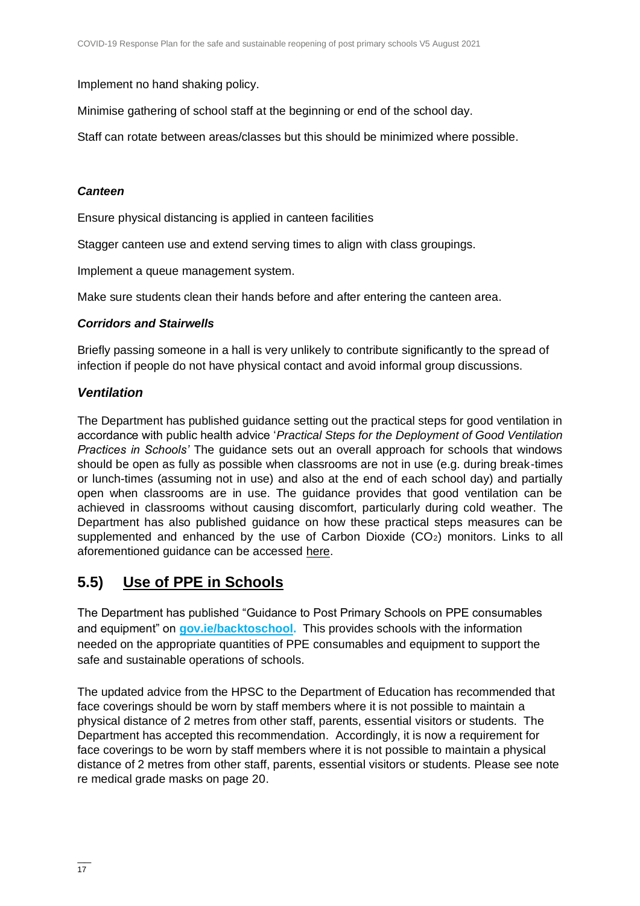Implement no hand shaking policy.

Minimise gathering of school staff at the beginning or end of the school day.

Staff can rotate between areas/classes but this should be minimized where possible.

***Canteen***

Ensure physical distancing is applied in canteen facilities

Stagger canteen use and extend serving times to align with class groupings.

Implement a queue management system.

Make sure students clean their hands before and after entering the canteen area.

***Corridors and Stairwells***

Briefly passing someone in a hall is very unlikely to contribute significantly to the spread of infection if people do not have physical contact and avoid informal group discussions.

### *Ventilation*

The Department has published guidance setting out the practical steps for good ventilation in accordance with public health advice '*Practical Steps for the Deployment of Good Ventilation Practices in Schools'* The guidance sets out an overall approach for schools that windows should be open as fully as possible when classrooms are not in use (e.g. during break-times or lunch-times (assuming not in use) and also at the end of each school day) and partially open when classrooms are in use. The guidance provides that good ventilation can be achieved in classrooms without causing discomfort, particularly during cold weather. The Department has also published guidance on how these practical steps measures can be supplemented and enhanced by the use of Carbon Dioxide ($CO_2$) monitors. Links to all aforementioned guidance can be accessed here.

## 5.5) Use of PPE in Schools

The Department has published "Guidance to Post Primary Schools on PPE consumables and equipment" on **gov.ie/backtoschool.** This provides schools with the information needed on the appropriate quantities of PPE consumables and equipment to support the safe and sustainable operations of schools.

The updated advice from the HPSC to the Department of Education has recommended that face coverings should be worn by staff members where it is not possible to maintain a physical distance of 2 metres from other staff, parents, essential visitors or students. The Department has accepted this recommendation. Accordingly, it is now a requirement for face coverings to be worn by staff members where it is not possible to maintain a physical distance of 2 metres from other staff, parents, essential visitors or students. Please see note re medical grade masks on page 20.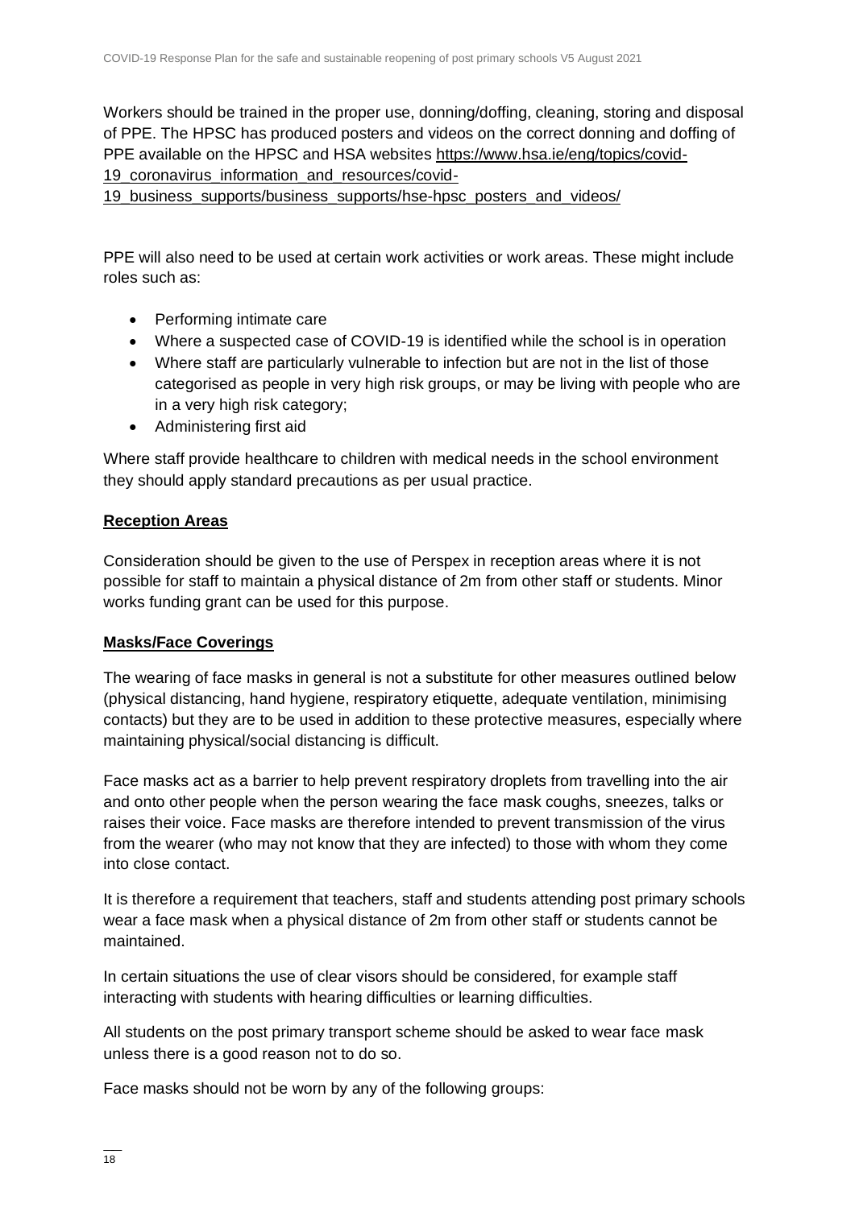Workers should be trained in the proper use, donning/doffing, cleaning, storing and disposal of PPE. The HPSC has produced posters and videos on the correct donning and doffing of PPE available on the HPSC and HSA websites https://www.hsa.ie/eng/topics/covid-19_coronavirus_information_and_resources/covid-19_business_supports/business_supports/hse-hpsc_posters_and_videos/

PPE will also need to be used at certain work activities or work areas. These might include roles such as:

- Performing intimate care
- Where a suspected case of COVID-19 is identified while the school is in operation
- Where staff are particularly vulnerable to infection but are not in the list of those categorised as people in very high risk groups, or may be living with people who are in a very high risk category;
- Administering first aid

Where staff provide healthcare to children with medical needs in the school environment they should apply standard precautions as per usual practice.

**Reception Areas**

Consideration should be given to the use of Perspex in reception areas where it is not possible for staff to maintain a physical distance of 2m from other staff or students. Minor works funding grant can be used for this purpose.

**Masks/Face Coverings**

The wearing of face masks in general is not a substitute for other measures outlined below (physical distancing, hand hygiene, respiratory etiquette, adequate ventilation, minimising contacts) but they are to be used in addition to these protective measures, especially where maintaining physical/social distancing is difficult.

Face masks act as a barrier to help prevent respiratory droplets from travelling into the air and onto other people when the person wearing the face mask coughs, sneezes, talks or raises their voice. Face masks are therefore intended to prevent transmission of the virus from the wearer (who may not know that they are infected) to those with whom they come into close contact.

It is therefore a requirement that teachers, staff and students attending post primary schools wear a face mask when a physical distance of 2m from other staff or students cannot be maintained.

In certain situations the use of clear visors should be considered, for example staff interacting with students with hearing difficulties or learning difficulties.

All students on the post primary transport scheme should be asked to wear face mask unless there is a good reason not to do so.

Face masks should not be worn by any of the following groups: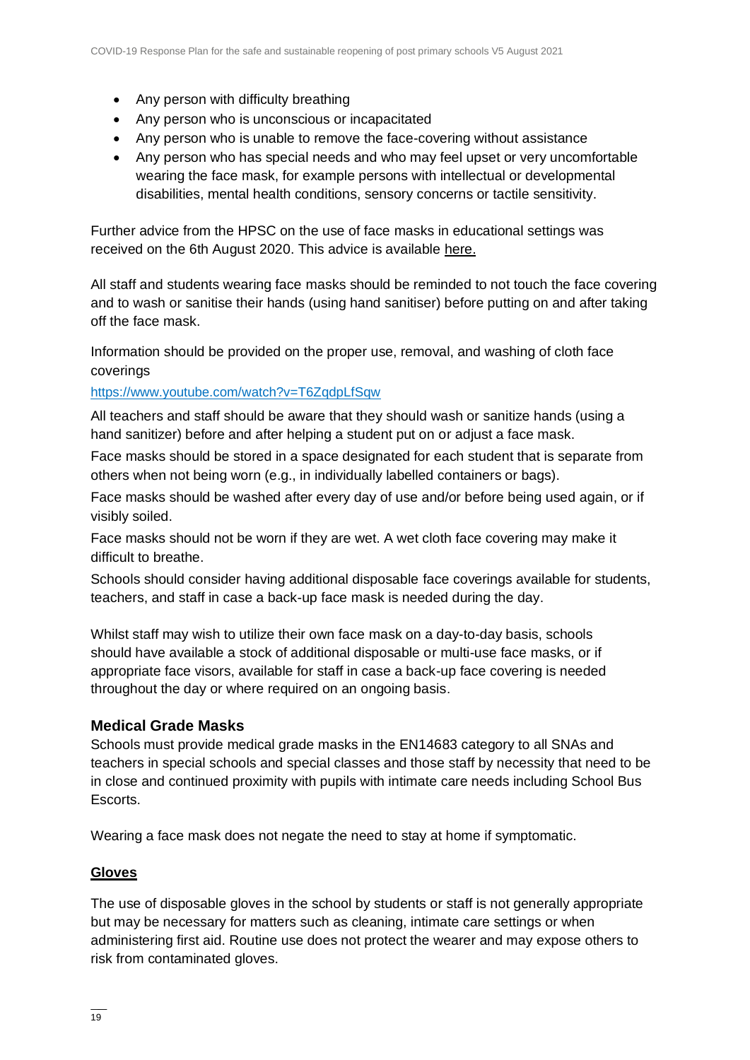- Any person with difficulty breathing
- Any person who is unconscious or incapacitated
- Any person who is unable to remove the face-covering without assistance
- Any person who has special needs and who may feel upset or very uncomfortable wearing the face mask, for example persons with intellectual or developmental disabilities, mental health conditions, sensory concerns or tactile sensitivity.

Further advice from the HPSC on the use of face masks in educational settings was received on the 6th August 2020. This advice is available here.

All staff and students wearing face masks should be reminded to not touch the face covering and to wash or sanitise their hands (using hand sanitiser) before putting on and after taking off the face mask.

Information should be provided on the proper use, removal, and washing of cloth face coverings

https://www.youtube.com/watch?v=T6ZqdpLfSqw

All teachers and staff should be aware that they should wash or sanitize hands (using a hand sanitizer) before and after helping a student put on or adjust a face mask.

Face masks should be stored in a space designated for each student that is separate from others when not being worn (e.g., in individually labelled containers or bags).

Face masks should be washed after every day of use and/or before being used again, or if visibly soiled.

Face masks should not be worn if they are wet. A wet cloth face covering may make it difficult to breathe.

Schools should consider having additional disposable face coverings available for students, teachers, and staff in case a back-up face mask is needed during the day.

Whilst staff may wish to utilize their own face mask on a day-to-day basis, schools should have available a stock of additional disposable or multi-use face masks, or if appropriate face visors, available for staff in case a back-up face covering is needed throughout the day or where required on an ongoing basis.

### Medical Grade Masks

Schools must provide medical grade masks in the EN14683 category to all SNAs and teachers in special schools and special classes and those staff by necessity that need to be in close and continued proximity with pupils with intimate care needs including School Bus Escorts.

Wearing a face mask does not negate the need to stay at home if symptomatic.

### Gloves

The use of disposable gloves in the school by students or staff is not generally appropriate but may be necessary for matters such as cleaning, intimate care settings or when administering first aid. Routine use does not protect the wearer and may expose others to risk from contaminated gloves.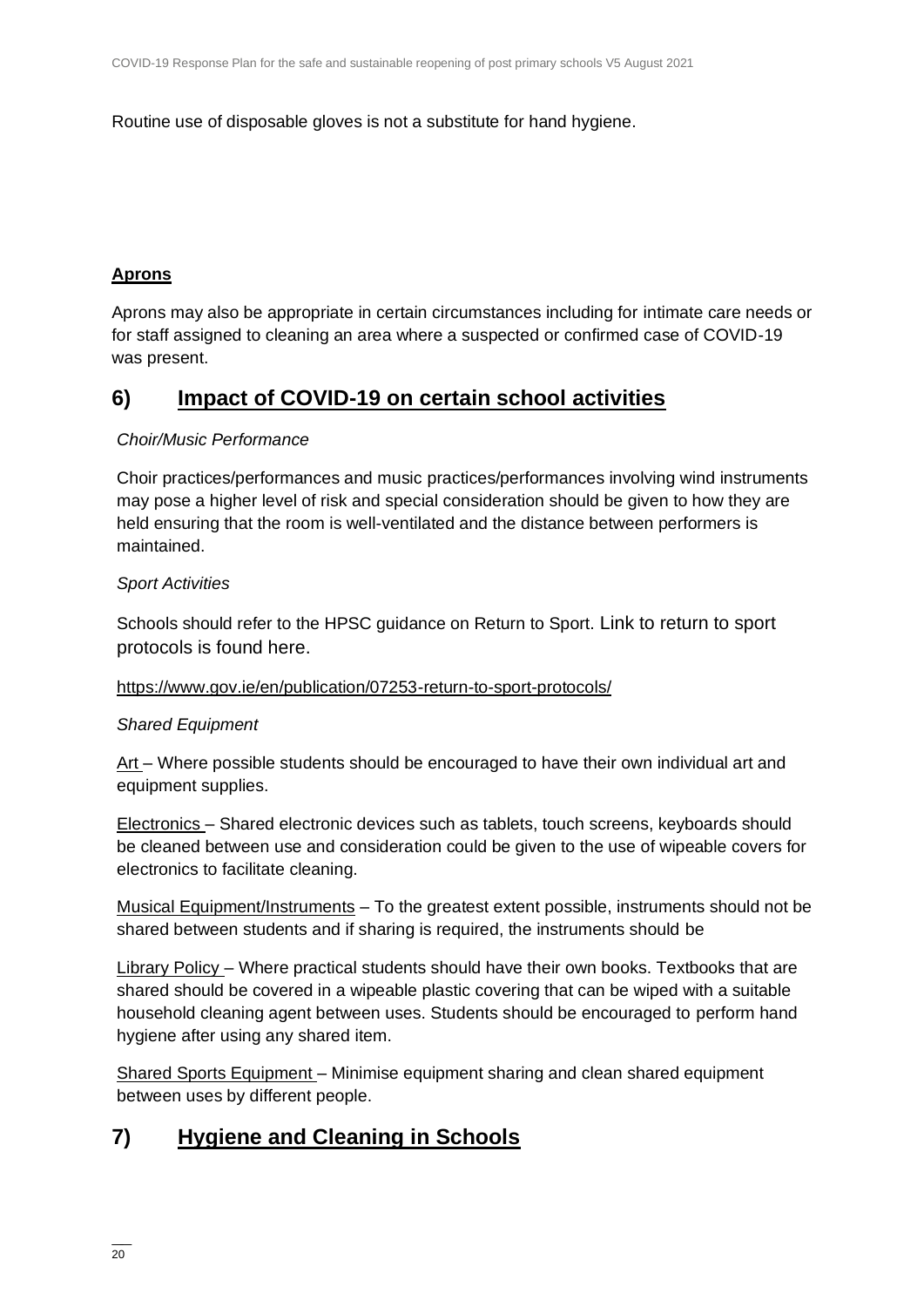Routine use of disposable gloves is not a substitute for hand hygiene.

**Aprons**

Aprons may also be appropriate in certain circumstances including for intimate care needs or for staff assigned to cleaning an area where a suspected or confirmed case of COVID-19 was present.

## 6) Impact of COVID-19 on certain school activities

*Choir/Music Performance*

Choir practices/performances and music practices/performances involving wind instruments may pose a higher level of risk and special consideration should be given to how they are held ensuring that the room is well-ventilated and the distance between performers is maintained.

*Sport Activities*

Schools should refer to the HPSC guidance on Return to Sport. Link to return to sport protocols is found here.

https://www.gov.ie/en/publication/07253-return-to-sport-protocols/

*Shared Equipment*

Art – Where possible students should be encouraged to have their own individual art and equipment supplies.

Electronics – Shared electronic devices such as tablets, touch screens, keyboards should be cleaned between use and consideration could be given to the use of wipeable covers for electronics to facilitate cleaning.

Musical Equipment/Instruments – To the greatest extent possible, instruments should not be shared between students and if sharing is required, the instruments should be

Library Policy – Where practical students should have their own books. Textbooks that are shared should be covered in a wipeable plastic covering that can be wiped with a suitable household cleaning agent between uses. Students should be encouraged to perform hand hygiene after using any shared item.

Shared Sports Equipment – Minimise equipment sharing and clean shared equipment between uses by different people.

## 7) Hygiene and Cleaning in Schools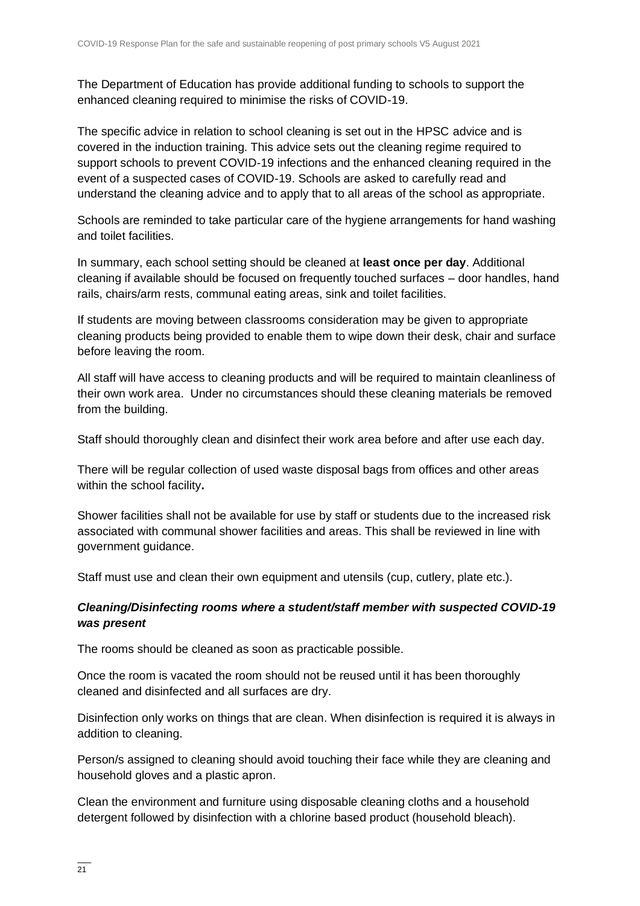The Department of Education has provide additional funding to schools to support the enhanced cleaning required to minimise the risks of COVID-19.

The specific advice in relation to school cleaning is set out in the HPSC advice and is covered in the induction training. This advice sets out the cleaning regime required to support schools to prevent COVID-19 infections and the enhanced cleaning required in the event of a suspected cases of COVID-19. Schools are asked to carefully read and understand the cleaning advice and to apply that to all areas of the school as appropriate.

Schools are reminded to take particular care of the hygiene arrangements for hand washing and toilet facilities.

In summary, each school setting should be cleaned at **least once per day**. Additional cleaning if available should be focused on frequently touched surfaces – door handles, hand rails, chairs/arm rests, communal eating areas, sink and toilet facilities.

If students are moving between classrooms consideration may be given to appropriate cleaning products being provided to enable them to wipe down their desk, chair and surface before leaving the room.

All staff will have access to cleaning products and will be required to maintain cleanliness of their own work area. Under no circumstances should these cleaning materials be removed from the building.

Staff should thoroughly clean and disinfect their work area before and after use each day.

There will be regular collection of used waste disposal bags from offices and other areas within the school facility**.**

Shower facilities shall not be available for use by staff or students due to the increased risk associated with communal shower facilities and areas. This shall be reviewed in line with government guidance.

Staff must use and clean their own equipment and utensils (cup, cutlery, plate etc.).

***Cleaning/Disinfecting rooms where a student/staff member with suspected COVID-19 was present***

The rooms should be cleaned as soon as practicable possible.

Once the room is vacated the room should not be reused until it has been thoroughly cleaned and disinfected and all surfaces are dry.

Disinfection only works on things that are clean. When disinfection is required it is always in addition to cleaning.

Person/s assigned to cleaning should avoid touching their face while they are cleaning and household gloves and a plastic apron.

Clean the environment and furniture using disposable cleaning cloths and a household detergent followed by disinfection with a chlorine based product (household bleach).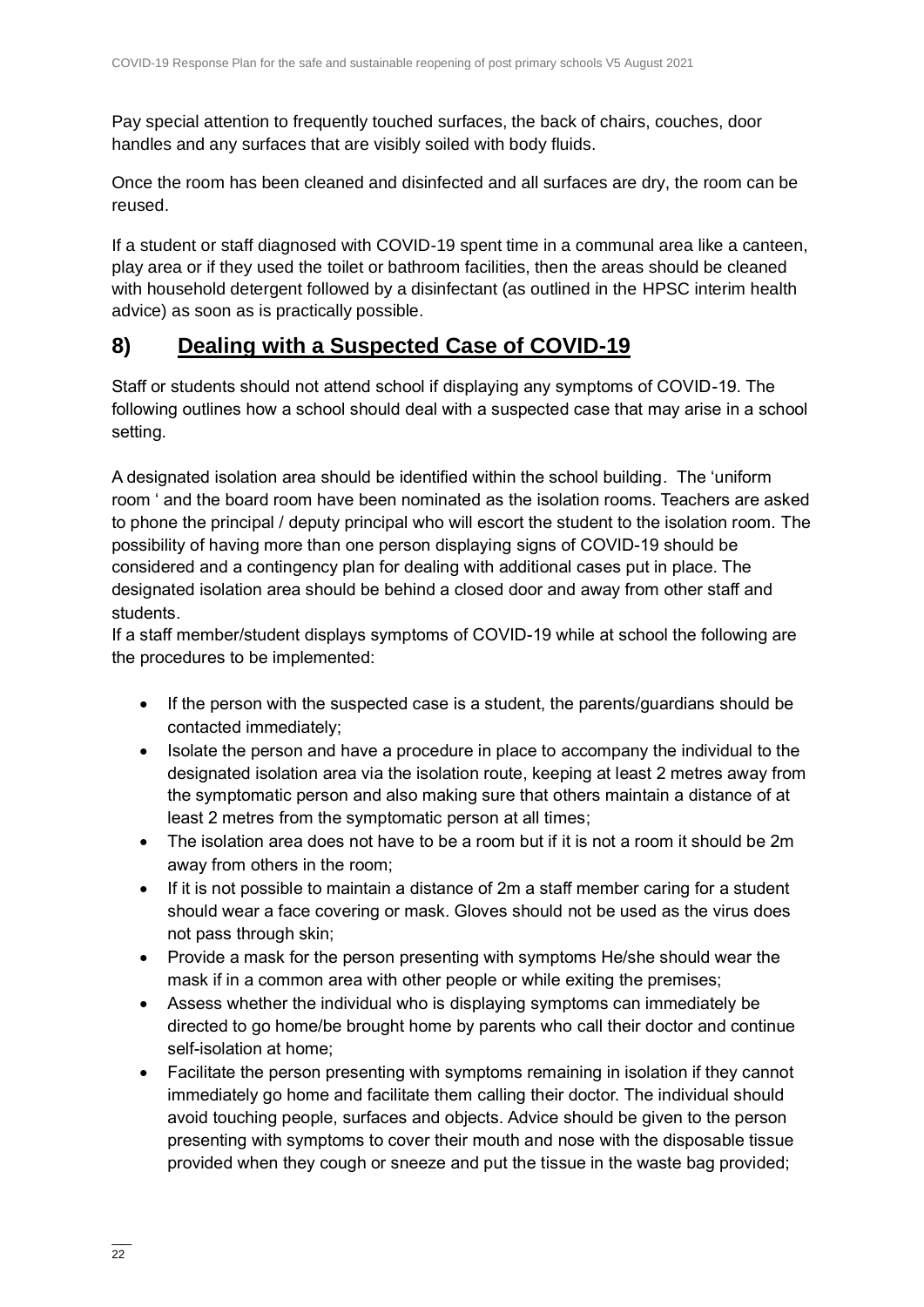Pay special attention to frequently touched surfaces, the back of chairs, couches, door handles and any surfaces that are visibly soiled with body fluids.

Once the room has been cleaned and disinfected and all surfaces are dry, the room can be reused.

If a student or staff diagnosed with COVID-19 spent time in a communal area like a canteen, play area or if they used the toilet or bathroom facilities, then the areas should be cleaned with household detergent followed by a disinfectant (as outlined in the HPSC interim health advice) as soon as is practically possible.

## 8) Dealing with a Suspected Case of COVID-19

Staff or students should not attend school if displaying any symptoms of COVID-19. The following outlines how a school should deal with a suspected case that may arise in a school setting.

A designated isolation area should be identified within the school building. The 'uniform room ' and the board room have been nominated as the isolation rooms. Teachers are asked to phone the principal / deputy principal who will escort the student to the isolation room. The possibility of having more than one person displaying signs of COVID-19 should be considered and a contingency plan for dealing with additional cases put in place. The designated isolation area should be behind a closed door and away from other staff and students.

If a staff member/student displays symptoms of COVID-19 while at school the following are the procedures to be implemented:

- If the person with the suspected case is a student, the parents/guardians should be contacted immediately;
- Isolate the person and have a procedure in place to accompany the individual to the designated isolation area via the isolation route, keeping at least 2 metres away from the symptomatic person and also making sure that others maintain a distance of at least 2 metres from the symptomatic person at all times;
- The isolation area does not have to be a room but if it is not a room it should be 2m away from others in the room;
- If it is not possible to maintain a distance of 2m a staff member caring for a student should wear a face covering or mask. Gloves should not be used as the virus does not pass through skin;
- Provide a mask for the person presenting with symptoms He/she should wear the mask if in a common area with other people or while exiting the premises;
- Assess whether the individual who is displaying symptoms can immediately be directed to go home/be brought home by parents who call their doctor and continue self-isolation at home;
- Facilitate the person presenting with symptoms remaining in isolation if they cannot immediately go home and facilitate them calling their doctor. The individual should avoid touching people, surfaces and objects. Advice should be given to the person presenting with symptoms to cover their mouth and nose with the disposable tissue provided when they cough or sneeze and put the tissue in the waste bag provided;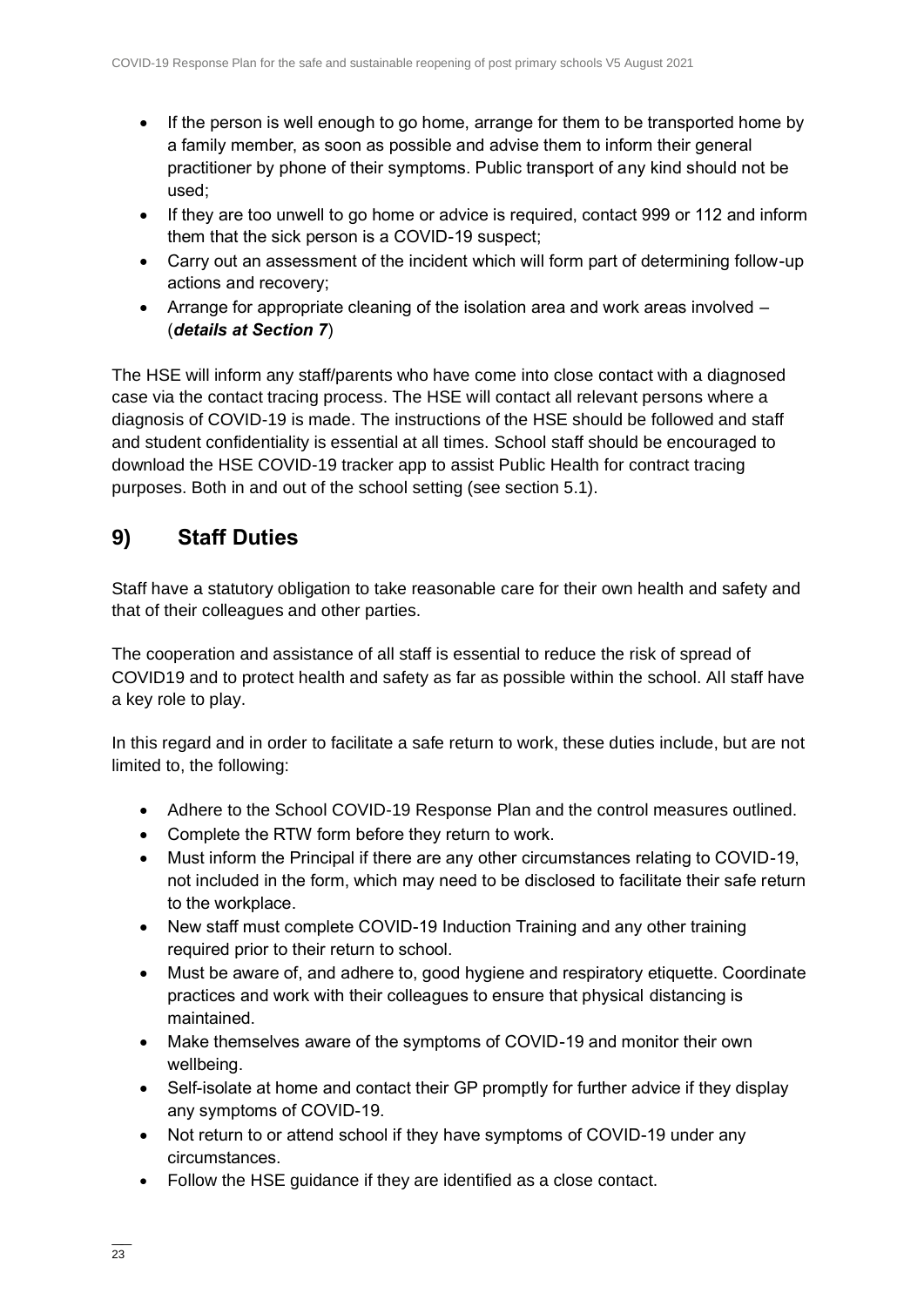- If the person is well enough to go home, arrange for them to be transported home by a family member, as soon as possible and advise them to inform their general practitioner by phone of their symptoms. Public transport of any kind should not be used;
- If they are too unwell to go home or advice is required, contact 999 or 112 and inform them that the sick person is a COVID-19 suspect;
- Carry out an assessment of the incident which will form part of determining follow-up actions and recovery;
- Arrange for appropriate cleaning of the isolation area and work areas involved – (***details at Section 7***)

The HSE will inform any staff/parents who have come into close contact with a diagnosed case via the contact tracing process. The HSE will contact all relevant persons where a diagnosis of COVID-19 is made. The instructions of the HSE should be followed and staff and student confidentiality is essential at all times. School staff should be encouraged to download the HSE COVID-19 tracker app to assist Public Health for contract tracing purposes. Both in and out of the school setting (see section 5.1).

## 9) Staff Duties

Staff have a statutory obligation to take reasonable care for their own health and safety and that of their colleagues and other parties.

The cooperation and assistance of all staff is essential to reduce the risk of spread of COVID19 and to protect health and safety as far as possible within the school. All staff have a key role to play.

In this regard and in order to facilitate a safe return to work, these duties include, but are not limited to, the following:

- Adhere to the School COVID-19 Response Plan and the control measures outlined.
- Complete the RTW form before they return to work.
- Must inform the Principal if there are any other circumstances relating to COVID-19, not included in the form, which may need to be disclosed to facilitate their safe return to the workplace.
- New staff must complete COVID-19 Induction Training and any other training required prior to their return to school.
- Must be aware of, and adhere to, good hygiene and respiratory etiquette. Coordinate practices and work with their colleagues to ensure that physical distancing is maintained.
- Make themselves aware of the symptoms of COVID-19 and monitor their own wellbeing.
- Self-isolate at home and contact their GP promptly for further advice if they display any symptoms of COVID-19.
- Not return to or attend school if they have symptoms of COVID-19 under any circumstances.
- Follow the HSE guidance if they are identified as a close contact.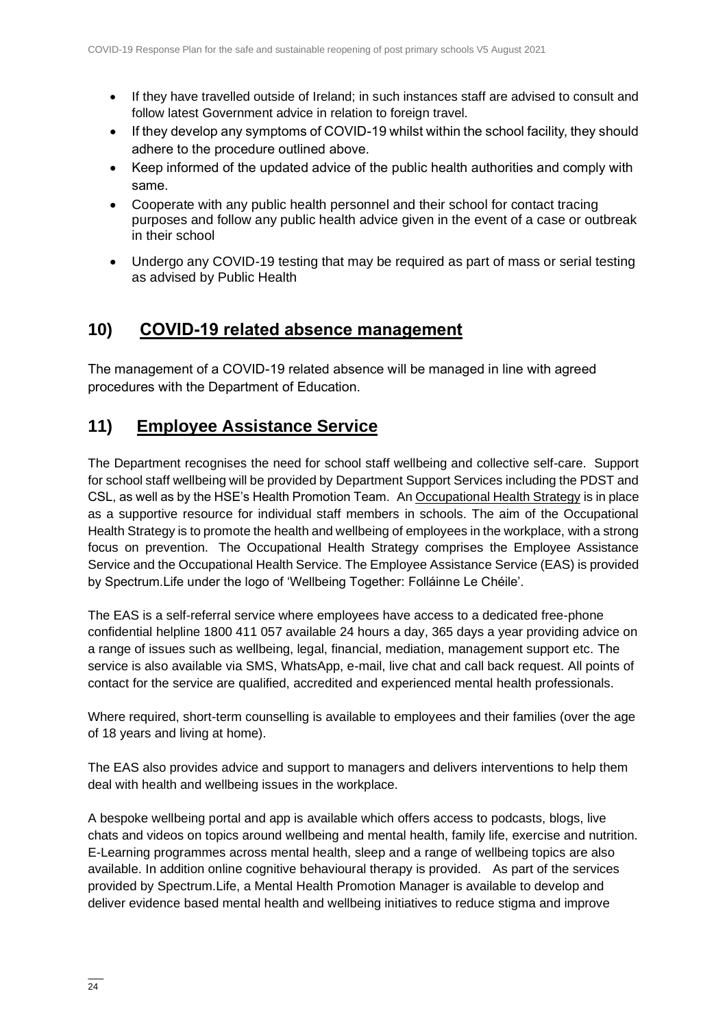- If they have travelled outside of Ireland; in such instances staff are advised to consult and follow latest Government advice in relation to foreign travel.
- If they develop any symptoms of COVID-19 whilst within the school facility, they should adhere to the procedure outlined above.
- Keep informed of the updated advice of the public health authorities and comply with same.
- Cooperate with any public health personnel and their school for contact tracing purposes and follow any public health advice given in the event of a case or outbreak in their school
- Undergo any COVID-19 testing that may be required as part of mass or serial testing as advised by Public Health

## 10) COVID-19 related absence management

The management of a COVID-19 related absence will be managed in line with agreed procedures with the Department of Education.

## 11) Employee Assistance Service

The Department recognises the need for school staff wellbeing and collective self-care. Support for school staff wellbeing will be provided by Department Support Services including the PDST and CSL, as well as by the HSE's Health Promotion Team. An Occupational Health Strategy is in place as a supportive resource for individual staff members in schools. The aim of the Occupational Health Strategy is to promote the health and wellbeing of employees in the workplace, with a strong focus on prevention. The Occupational Health Strategy comprises the Employee Assistance Service and the Occupational Health Service. The Employee Assistance Service (EAS) is provided by Spectrum.Life under the logo of 'Wellbeing Together: Folláinne Le Chéile'.

The EAS is a self-referral service where employees have access to a dedicated free-phone confidential helpline 1800 411 057 available 24 hours a day, 365 days a year providing advice on a range of issues such as wellbeing, legal, financial, mediation, management support etc. The service is also available via SMS, WhatsApp, e-mail, live chat and call back request. All points of contact for the service are qualified, accredited and experienced mental health professionals.

Where required, short-term counselling is available to employees and their families (over the age of 18 years and living at home).

The EAS also provides advice and support to managers and delivers interventions to help them deal with health and wellbeing issues in the workplace.

A bespoke wellbeing portal and app is available which offers access to podcasts, blogs, live chats and videos on topics around wellbeing and mental health, family life, exercise and nutrition. E-Learning programmes across mental health, sleep and a range of wellbeing topics are also available. In addition online cognitive behavioural therapy is provided. As part of the services provided by Spectrum.Life, a Mental Health Promotion Manager is available to develop and deliver evidence based mental health and wellbeing initiatives to reduce stigma and improve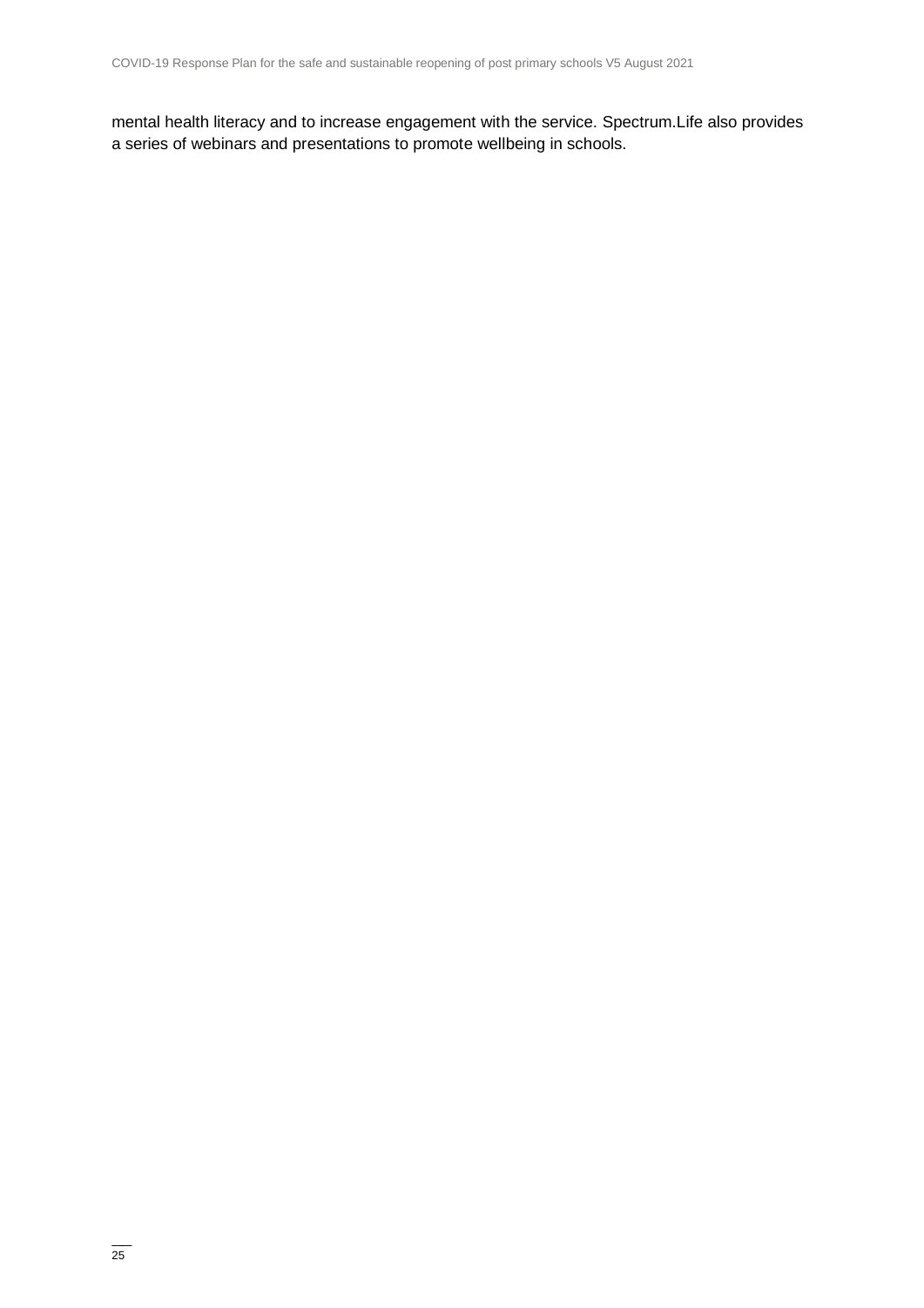mental health literacy and to increase engagement with the service. Spectrum.Life also provides a series of webinars and presentations to promote wellbeing in schools.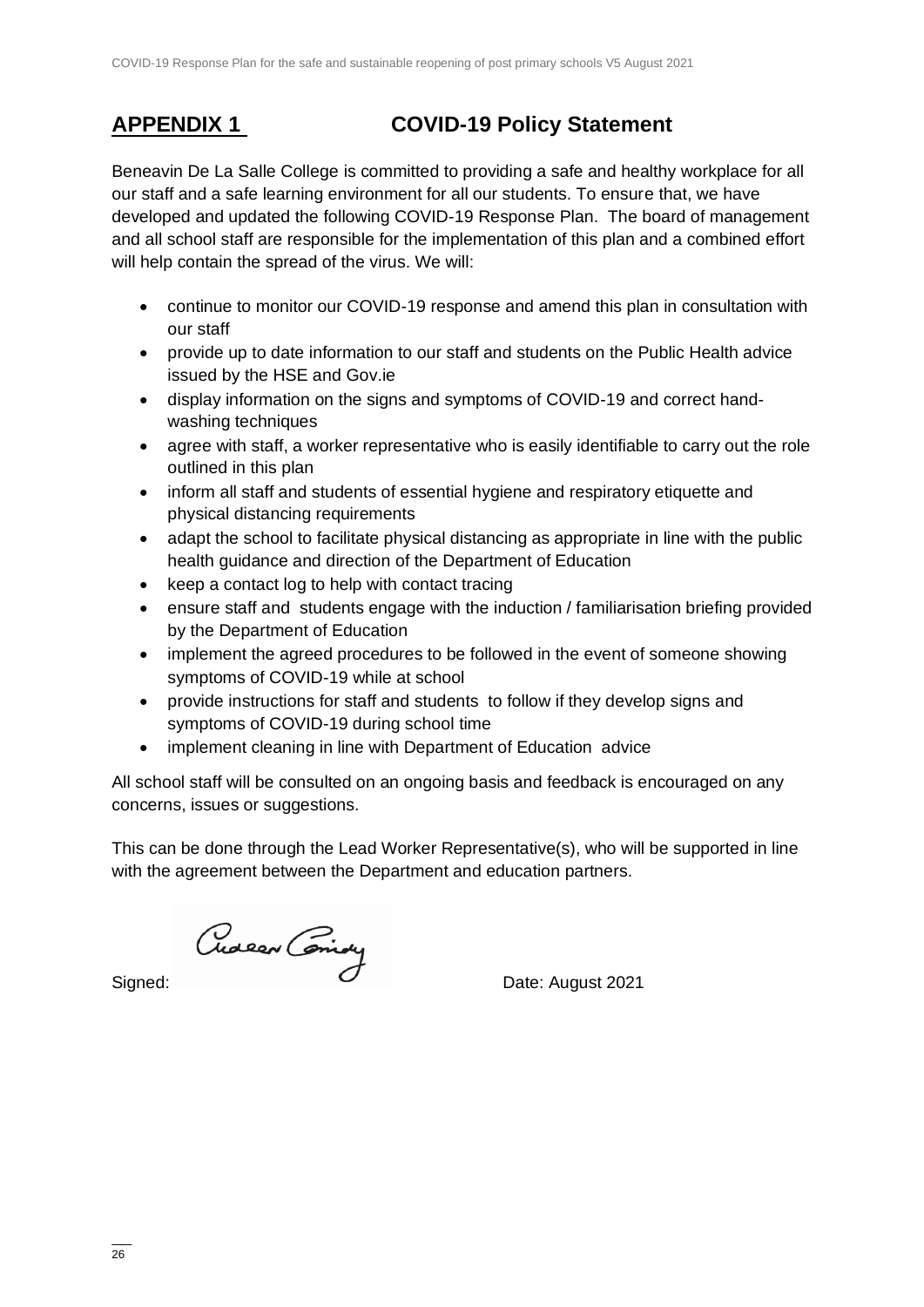## APPENDIX 1 COVID-19 Policy Statement

Beneavin De La Salle College is committed to providing a safe and healthy workplace for all our staff and a safe learning environment for all our students. To ensure that, we have developed and updated the following COVID-19 Response Plan. The board of management and all school staff are responsible for the implementation of this plan and a combined effort will help contain the spread of the virus. We will:

- continue to monitor our COVID-19 response and amend this plan in consultation with our staff
- provide up to date information to our staff and students on the Public Health advice issued by the HSE and Gov.ie
- display information on the signs and symptoms of COVID-19 and correct hand-washing techniques
- agree with staff, a worker representative who is easily identifiable to carry out the role outlined in this plan
- inform all staff and students of essential hygiene and respiratory etiquette and physical distancing requirements
- adapt the school to facilitate physical distancing as appropriate in line with the public health guidance and direction of the Department of Education
- keep a contact log to help with contact tracing
- ensure staff and students engage with the induction / familiarisation briefing provided by the Department of Education
- implement the agreed procedures to be followed in the event of someone showing symptoms of COVID-19 while at school
- provide instructions for staff and students to follow if they develop signs and symptoms of COVID-19 during school time
- implement cleaning in line with Department of Education advice

All school staff will be consulted on an ongoing basis and feedback is encouraged on any concerns, issues or suggestions.

This can be done through the Lead Worker Representative(s), who will be supported in line with the agreement between the Department and education partners.

Signed: Aideen Cassidy Date: August 2021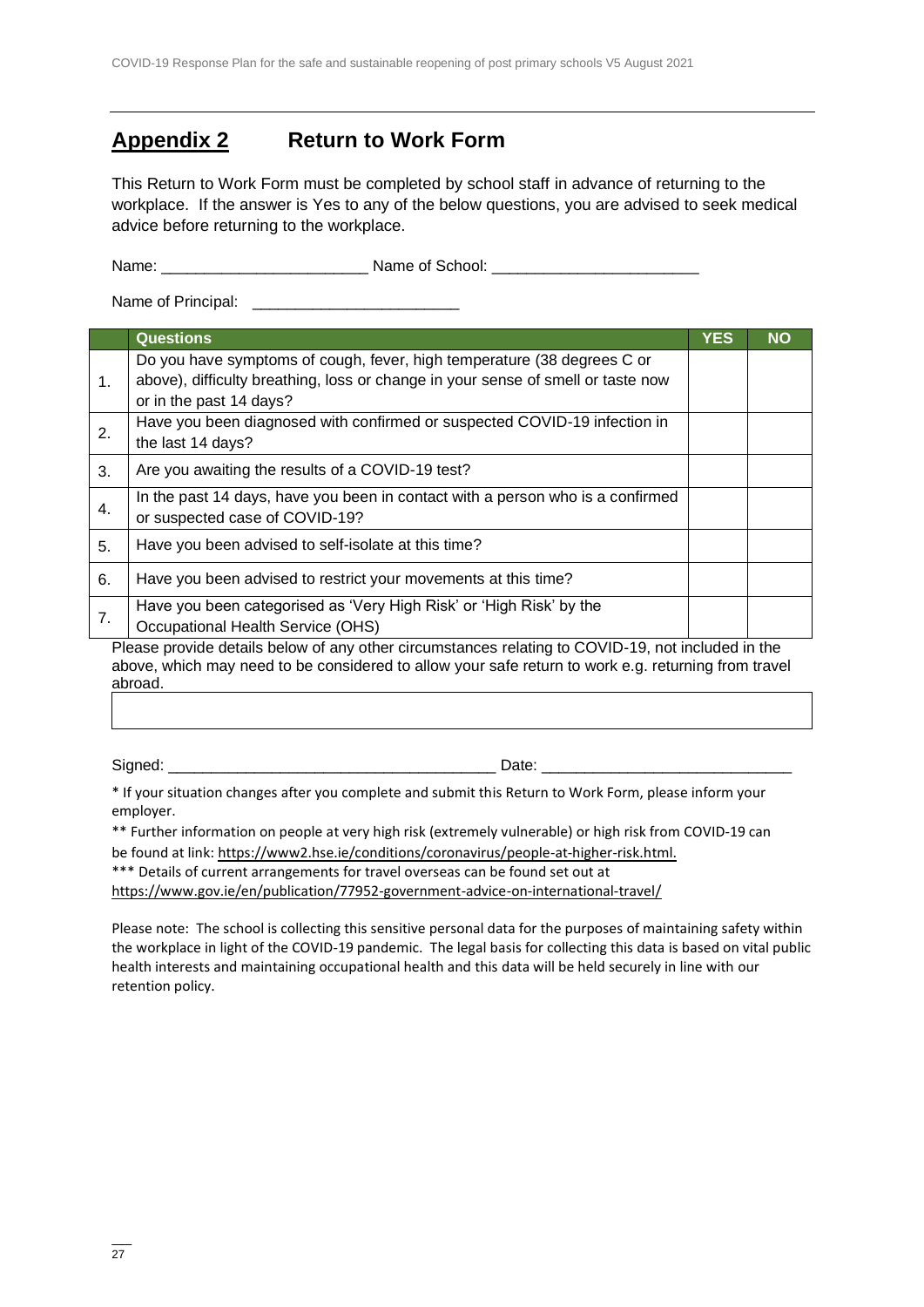## Appendix 2 Return to Work Form

This Return to Work Form must be completed by school staff in advance of returning to the workplace. If the answer is Yes to any of the below questions, you are advised to seek medical advice before returning to the workplace.

Name: ________________________ Name of School: ________________________

Name of Principal: ________________________

| | Questions | YES | NO |
|---|---|---|---|
| 1. | Do you have symptoms of cough, fever, high temperature (38 degrees C or above), difficulty breathing, loss or change in your sense of smell or taste now or in the past 14 days? | | |
| 2. | Have you been diagnosed with confirmed or suspected COVID-19 infection in the last 14 days? | | |
| 3. | Are you awaiting the results of a COVID-19 test? | | |
| 4. | In the past 14 days, have you been in contact with a person who is a confirmed or suspected case of COVID-19? | | |
| 5. | Have you been advised to self-isolate at this time? | | |
| 6. | Have you been advised to restrict your movements at this time? | | |
| 7. | Have you been categorised as 'Very High Risk' or 'High Risk' by the Occupational Health Service (OHS) | | |

Please provide details below of any other circumstances relating to COVID-19, not included in the above, which may need to be considered to allow your safe return to work e.g. returning from travel abroad.

| |
|---|
| |

Signed: ______________________________________ Date: _____________________________

* If your situation changes after you complete and submit this Return to Work Form, please inform your employer.

** Further information on people at very high risk (extremely vulnerable) or high risk from COVID-19 can be found at link: https://www2.hse.ie/conditions/coronavirus/people-at-higher-risk.html.

*** Details of current arrangements for travel overseas can be found set out at https://www.gov.ie/en/publication/77952-government-advice-on-international-travel/

Please note: The school is collecting this sensitive personal data for the purposes of maintaining safety within the workplace in light of the COVID-19 pandemic. The legal basis for collecting this data is based on vital public health interests and maintaining occupational health and this data will be held securely in line with our retention policy.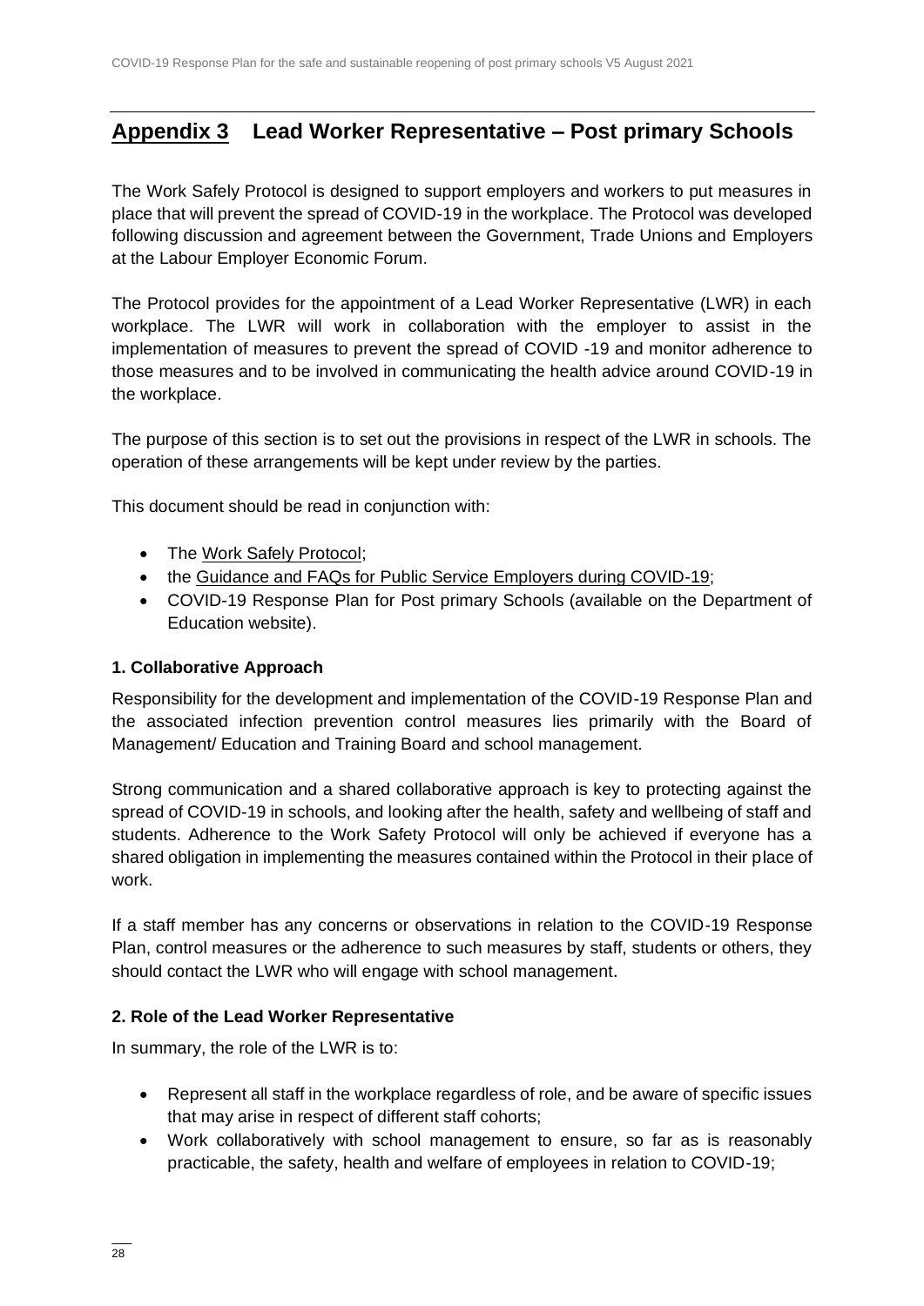## Appendix 3 Lead Worker Representative – Post primary Schools

The Work Safely Protocol is designed to support employers and workers to put measures in place that will prevent the spread of COVID-19 in the workplace. The Protocol was developed following discussion and agreement between the Government, Trade Unions and Employers at the Labour Employer Economic Forum.

The Protocol provides for the appointment of a Lead Worker Representative (LWR) in each workplace. The LWR will work in collaboration with the employer to assist in the implementation of measures to prevent the spread of COVID -19 and monitor adherence to those measures and to be involved in communicating the health advice around COVID-19 in the workplace.

The purpose of this section is to set out the provisions in respect of the LWR in schools. The operation of these arrangements will be kept under review by the parties.

This document should be read in conjunction with:

- The Work Safely Protocol;
- the Guidance and FAQs for Public Service Employers during COVID-19;
- COVID-19 Response Plan for Post primary Schools (available on the Department of Education website).

### 1. Collaborative Approach

Responsibility for the development and implementation of the COVID-19 Response Plan and the associated infection prevention control measures lies primarily with the Board of Management/ Education and Training Board and school management.

Strong communication and a shared collaborative approach is key to protecting against the spread of COVID-19 in schools, and looking after the health, safety and wellbeing of staff and students. Adherence to the Work Safety Protocol will only be achieved if everyone has a shared obligation in implementing the measures contained within the Protocol in their place of work.

If a staff member has any concerns or observations in relation to the COVID-19 Response Plan, control measures or the adherence to such measures by staff, students or others, they should contact the LWR who will engage with school management.

### 2. Role of the Lead Worker Representative

In summary, the role of the LWR is to:

- Represent all staff in the workplace regardless of role, and be aware of specific issues that may arise in respect of different staff cohorts;
- Work collaboratively with school management to ensure, so far as is reasonably practicable, the safety, health and welfare of employees in relation to COVID-19;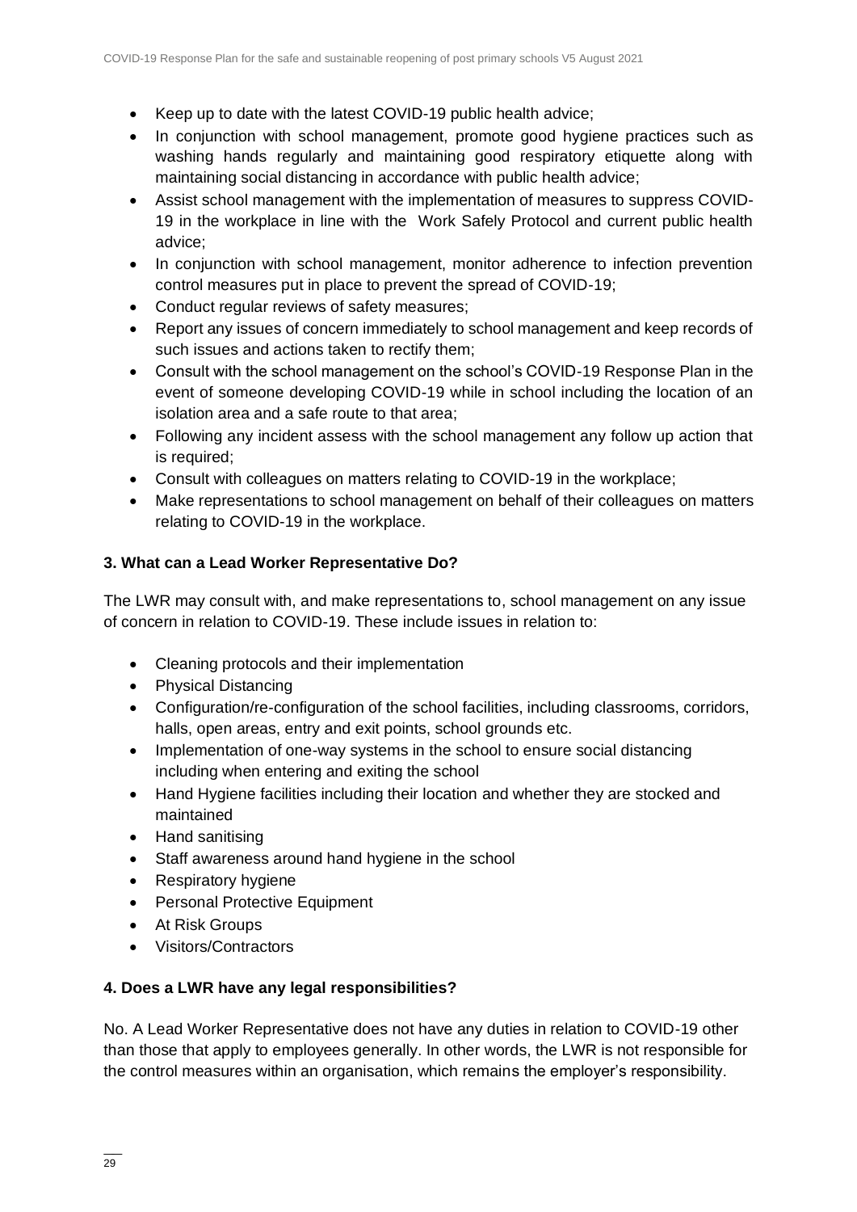- Keep up to date with the latest COVID-19 public health advice;
- In conjunction with school management, promote good hygiene practices such as washing hands regularly and maintaining good respiratory etiquette along with maintaining social distancing in accordance with public health advice;
- Assist school management with the implementation of measures to suppress COVID-19 in the workplace in line with the Work Safely Protocol and current public health advice;
- In conjunction with school management, monitor adherence to infection prevention control measures put in place to prevent the spread of COVID-19;
- Conduct regular reviews of safety measures;
- Report any issues of concern immediately to school management and keep records of such issues and actions taken to rectify them;
- Consult with the school management on the school's COVID-19 Response Plan in the event of someone developing COVID-19 while in school including the location of an isolation area and a safe route to that area;
- Following any incident assess with the school management any follow up action that is required;
- Consult with colleagues on matters relating to COVID-19 in the workplace;
- Make representations to school management on behalf of their colleagues on matters relating to COVID-19 in the workplace.

**3. What can a Lead Worker Representative Do?**

The LWR may consult with, and make representations to, school management on any issue of concern in relation to COVID-19. These include issues in relation to:

- Cleaning protocols and their implementation
- Physical Distancing
- Configuration/re-configuration of the school facilities, including classrooms, corridors, halls, open areas, entry and exit points, school grounds etc.
- Implementation of one-way systems in the school to ensure social distancing including when entering and exiting the school
- Hand Hygiene facilities including their location and whether they are stocked and maintained
- Hand sanitising
- Staff awareness around hand hygiene in the school
- Respiratory hygiene
- Personal Protective Equipment
- At Risk Groups
- Visitors/Contractors

**4. Does a LWR have any legal responsibilities?**

No. A Lead Worker Representative does not have any duties in relation to COVID-19 other than those that apply to employees generally. In other words, the LWR is not responsible for the control measures within an organisation, which remains the employer's responsibility.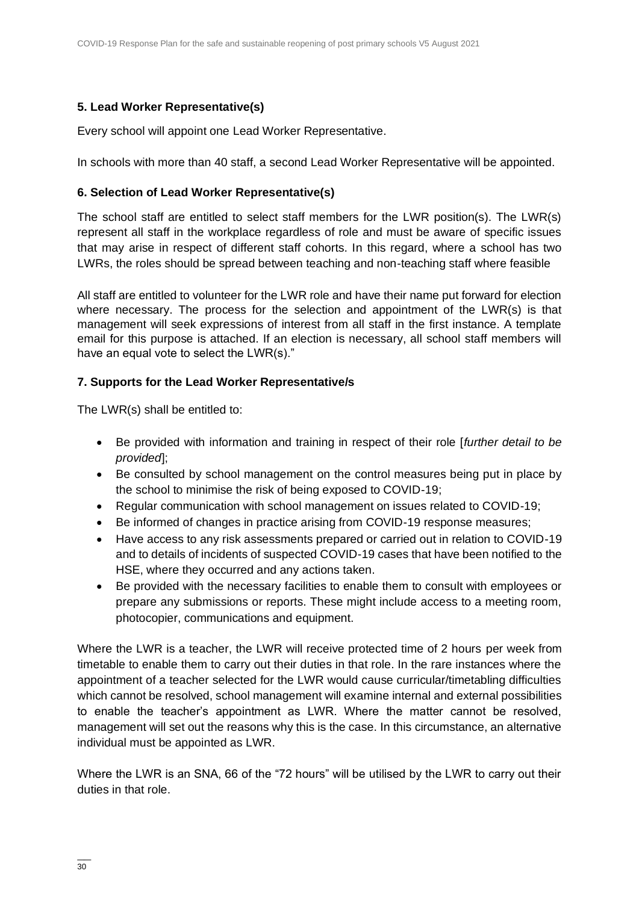### 5. Lead Worker Representative(s)

Every school will appoint one Lead Worker Representative.

In schools with more than 40 staff, a second Lead Worker Representative will be appointed.

### 6. Selection of Lead Worker Representative(s)

The school staff are entitled to select staff members for the LWR position(s). The LWR(s) represent all staff in the workplace regardless of role and must be aware of specific issues that may arise in respect of different staff cohorts. In this regard, where a school has two LWRs, the roles should be spread between teaching and non-teaching staff where feasible

All staff are entitled to volunteer for the LWR role and have their name put forward for election where necessary. The process for the selection and appointment of the LWR(s) is that management will seek expressions of interest from all staff in the first instance. A template email for this purpose is attached. If an election is necessary, all school staff members will have an equal vote to select the LWR(s)."

### 7. Supports for the Lead Worker Representative/s

The LWR(s) shall be entitled to:

- Be provided with information and training in respect of their role [*further detail to be provided*];
- Be consulted by school management on the control measures being put in place by the school to minimise the risk of being exposed to COVID-19;
- Regular communication with school management on issues related to COVID-19;
- Be informed of changes in practice arising from COVID-19 response measures;
- Have access to any risk assessments prepared or carried out in relation to COVID-19 and to details of incidents of suspected COVID-19 cases that have been notified to the HSE, where they occurred and any actions taken.
- Be provided with the necessary facilities to enable them to consult with employees or prepare any submissions or reports. These might include access to a meeting room, photocopier, communications and equipment.

Where the LWR is a teacher, the LWR will receive protected time of 2 hours per week from timetable to enable them to carry out their duties in that role. In the rare instances where the appointment of a teacher selected for the LWR would cause curricular/timetabling difficulties which cannot be resolved, school management will examine internal and external possibilities to enable the teacher's appointment as LWR. Where the matter cannot be resolved, management will set out the reasons why this is the case. In this circumstance, an alternative individual must be appointed as LWR.

Where the LWR is an SNA, 66 of the "72 hours" will be utilised by the LWR to carry out their duties in that role.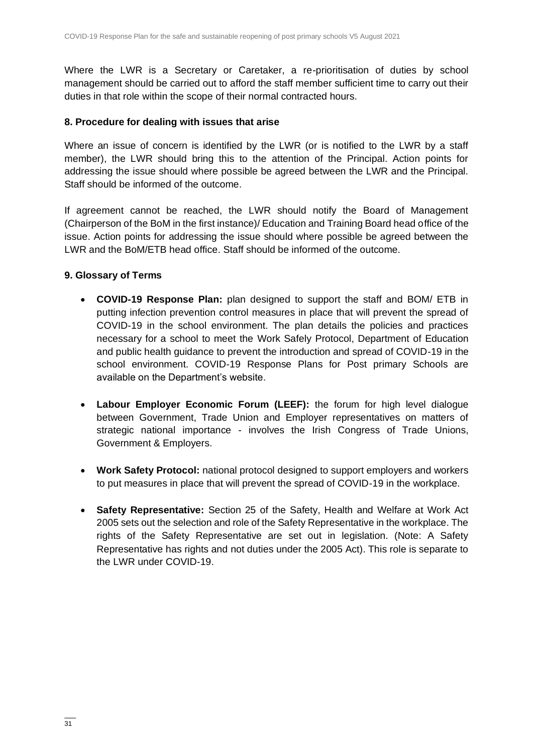Where the LWR is a Secretary or Caretaker, a re-prioritisation of duties by school management should be carried out to afford the staff member sufficient time to carry out their duties in that role within the scope of their normal contracted hours.

### 8. Procedure for dealing with issues that arise

Where an issue of concern is identified by the LWR (or is notified to the LWR by a staff member), the LWR should bring this to the attention of the Principal. Action points for addressing the issue should where possible be agreed between the LWR and the Principal. Staff should be informed of the outcome.

If agreement cannot be reached, the LWR should notify the Board of Management (Chairperson of the BoM in the first instance)/ Education and Training Board head office of the issue. Action points for addressing the issue should where possible be agreed between the LWR and the BoM/ETB head office. Staff should be informed of the outcome.

### 9. Glossary of Terms

- **COVID-19 Response Plan:** plan designed to support the staff and BOM/ ETB in putting infection prevention control measures in place that will prevent the spread of COVID-19 in the school environment. The plan details the policies and practices necessary for a school to meet the Work Safely Protocol, Department of Education and public health guidance to prevent the introduction and spread of COVID-19 in the school environment. COVID-19 Response Plans for Post primary Schools are available on the Department's website.

- **Labour Employer Economic Forum (LEEF):** the forum for high level dialogue between Government, Trade Union and Employer representatives on matters of strategic national importance - involves the Irish Congress of Trade Unions, Government & Employers.

- **Work Safety Protocol:** national protocol designed to support employers and workers to put measures in place that will prevent the spread of COVID-19 in the workplace.

- **Safety Representative:** Section 25 of the Safety, Health and Welfare at Work Act 2005 sets out the selection and role of the Safety Representative in the workplace. The rights of the Safety Representative are set out in legislation. (Note: A Safety Representative has rights and not duties under the 2005 Act). This role is separate to the LWR under COVID-19.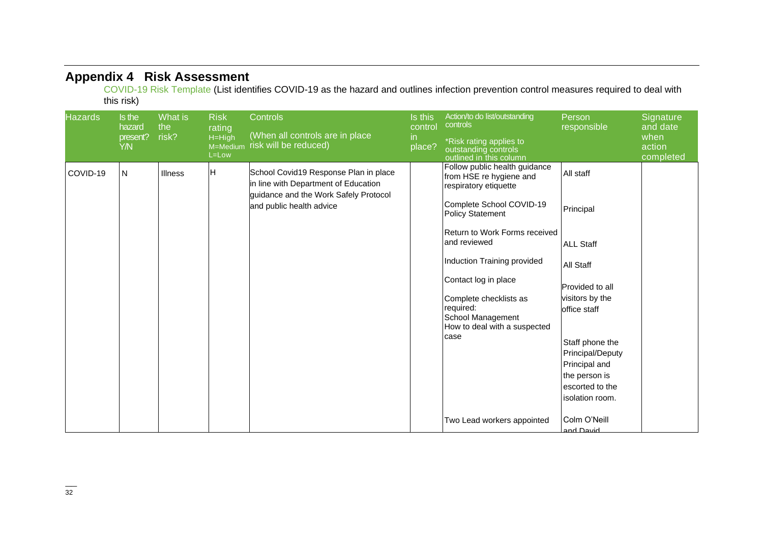## Appendix 4 Risk Assessment

COVID-19 Risk Template (List identifies COVID-19 as the hazard and outlines infection prevention control measures required to deal with this risk)

| Hazards | Is the hazard present? Y/N | What is the risk? | Risk rating H=High M=Medium L=Low | Controls (When all controls are in place risk will be reduced) | Is this control in place? | Action/to do list/outstanding controls *Risk rating applies to outstanding controls outlined in this column | Person responsible | Signature and date when action completed |
|---|---|---|---|---|---|---|---|---|
| COVID-19 | N | Illness | H | School Covid19 Response Plan in place in line with Department of Education guidance and the Work Safely Protocol and public health advice | | Follow public health guidance from HSE re hygiene and respiratory etiquette | All staff | |
| | | | | | | Complete School COVID-19 Policy Statement | Principal | |
| | | | | | | Return to Work Forms received and reviewed | ALL Staff | |
| | | | | | | Induction Training provided | All Staff | |
| | | | | | | Contact log in place | Provided to all visitors by the office staff | |
| | | | | | | Complete checklists as required: School Management How to deal with a suspected case | Staff phone the Principal/Deputy Principal and the person is escorted to the isolation room. | |
| | | | | | | Two Lead workers appointed | Colm O'Neill and David | |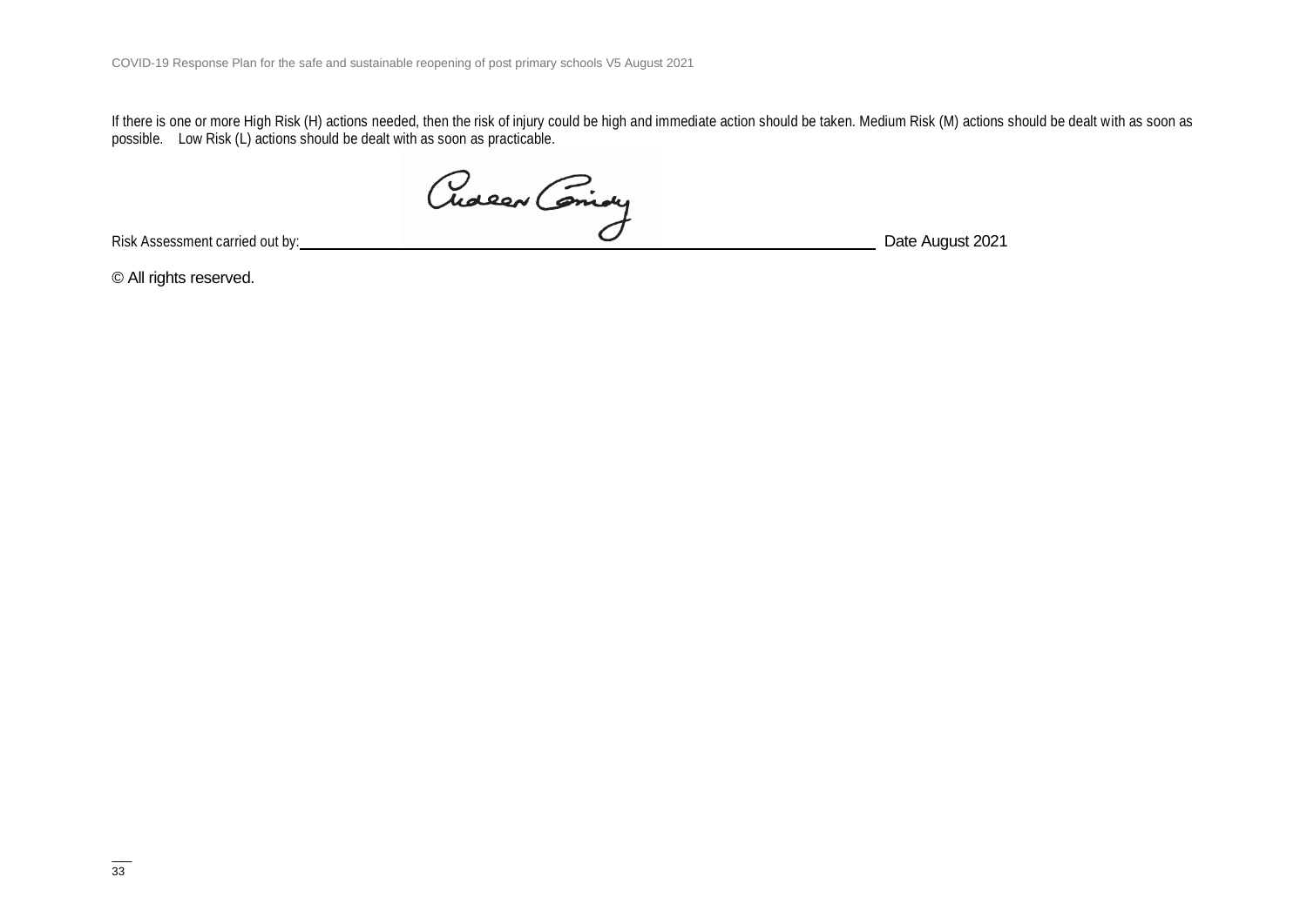If there is one or more High Risk (H) actions needed, then the risk of injury could be high and immediate action should be taken. Medium Risk (M) actions should be dealt with as soon as possible. Low Risk (L) actions should be dealt with as soon as practicable.

Risk Assessment carried out by: ______________________________ Date August 2021

© All rights reserved.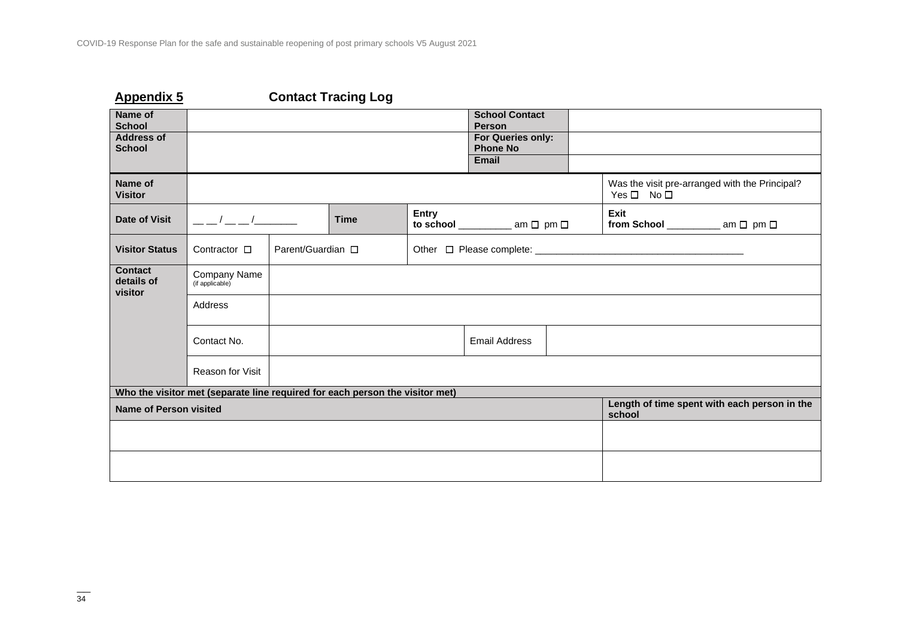## Appendix 5 Contact Tracing Log

| Name of School | | School Contact Person | |
|---|---|---|---|
| Address of School | | For Queries only: Phone No | |
| | | Email | |

| Name of Visitor | | | | Was the visit pre-arranged with the Principal? Yes ☐ No ☐ |
|---|---|---|---|---|
| Date of Visit | __ __ / __ __ /_______ | Time | Entry to school _________ am ☐ pm ☐ | Exit from School _________ am ☐ pm ☐ |
| Visitor Status | Contractor ☐ | Parent/Guardian ☐ | Other ☐ Please complete: ________________________________ | |
| Contact details of visitor | Company Name (if applicable) | | | |
| | Address | | | |
| | Contact No. | | Email Address | |
| | Reason for Visit | | | |

**Who the visitor met (separate line required for each person the visitor met)**

| Name of Person visited | Length of time spent with each person in the school |
|---|---|
| | |
| | |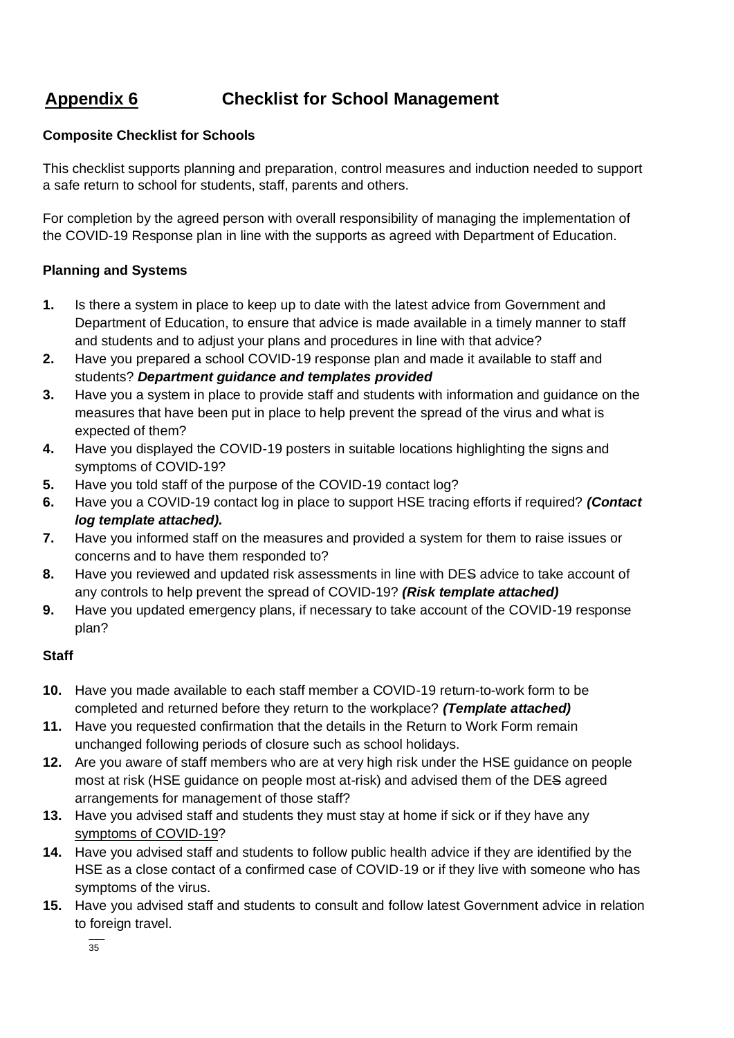# Appendix 6 Checklist for School Management

**Composite Checklist for Schools**

This checklist supports planning and preparation, control measures and induction needed to support a safe return to school for students, staff, parents and others.

For completion by the agreed person with overall responsibility of managing the implementation of the COVID-19 Response plan in line with the supports as agreed with Department of Education.

**Planning and Systems**

1. Is there a system in place to keep up to date with the latest advice from Government and Department of Education, to ensure that advice is made available in a timely manner to staff and students and to adjust your plans and procedures in line with that advice?
2. Have you prepared a school COVID-19 response plan and made it available to staff and students? ***Department guidance and templates provided***
3. Have you a system in place to provide staff and students with information and guidance on the measures that have been put in place to help prevent the spread of the virus and what is expected of them?
4. Have you displayed the COVID-19 posters in suitable locations highlighting the signs and symptoms of COVID-19?
5. Have you told staff of the purpose of the COVID-19 contact log?
6. Have you a COVID-19 contact log in place to support HSE tracing efforts if required? ***(Contact log template attached).***
7. Have you informed staff on the measures and provided a system for them to raise issues or concerns and to have them responded to?
8. Have you reviewed and updated risk assessments in line with DE~~S~~ advice to take account of any controls to help prevent the spread of COVID-19? ***(Risk template attached)***
9. Have you updated emergency plans, if necessary to take account of the COVID-19 response plan?

**Staff**

10. Have you made available to each staff member a COVID-19 return-to-work form to be completed and returned before they return to the workplace? ***(Template attached)***
11. Have you requested confirmation that the details in the Return to Work Form remain unchanged following periods of closure such as school holidays.
12. Are you aware of staff members who are at very high risk under the HSE guidance on people most at risk (HSE guidance on people most at-risk) and advised them of the DE~~S~~ agreed arrangements for management of those staff?
13. Have you advised staff and students they must stay at home if sick or if they have any symptoms of COVID-19?
14. Have you advised staff and students to follow public health advice if they are identified by the HSE as a close contact of a confirmed case of COVID-19 or if they live with someone who has symptoms of the virus.
15. Have you advised staff and students to consult and follow latest Government advice in relation to foreign travel.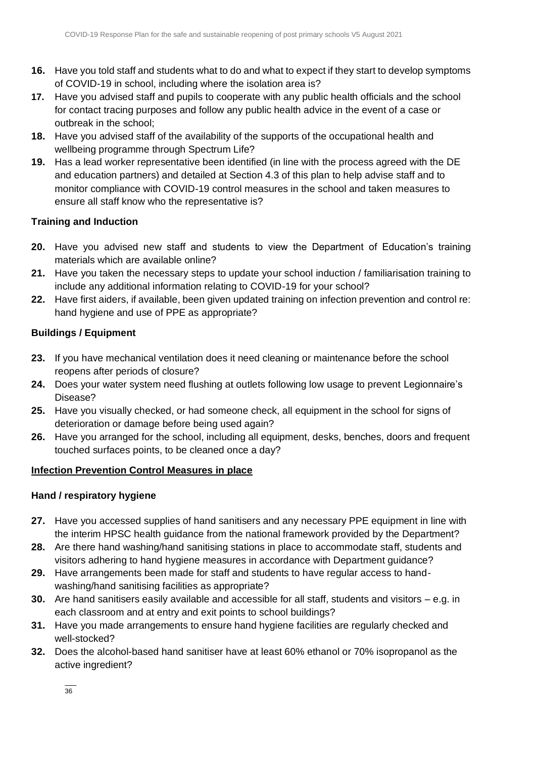16. Have you told staff and students what to do and what to expect if they start to develop symptoms of COVID-19 in school, including where the isolation area is?
17. Have you advised staff and pupils to cooperate with any public health officials and the school for contact tracing purposes and follow any public health advice in the event of a case or outbreak in the school;
18. Have you advised staff of the availability of the supports of the occupational health and wellbeing programme through Spectrum Life?
19. Has a lead worker representative been identified (in line with the process agreed with the DE and education partners) and detailed at Section 4.3 of this plan to help advise staff and to monitor compliance with COVID-19 control measures in the school and taken measures to ensure all staff know who the representative is?

**Training and Induction**

20. Have you advised new staff and students to view the Department of Education's training materials which are available online?
21. Have you taken the necessary steps to update your school induction / familiarisation training to include any additional information relating to COVID-19 for your school?
22. Have first aiders, if available, been given updated training on infection prevention and control re: hand hygiene and use of PPE as appropriate?

**Buildings / Equipment**

23. If you have mechanical ventilation does it need cleaning or maintenance before the school reopens after periods of closure?
24. Does your water system need flushing at outlets following low usage to prevent Legionnaire's Disease?
25. Have you visually checked, or had someone check, all equipment in the school for signs of deterioration or damage before being used again?
26. Have you arranged for the school, including all equipment, desks, benches, doors and frequent touched surfaces points, to be cleaned once a day?

**Infection Prevention Control Measures in place**

**Hand / respiratory hygiene**

27. Have you accessed supplies of hand sanitisers and any necessary PPE equipment in line with the interim HPSC health guidance from the national framework provided by the Department?
28. Are there hand washing/hand sanitising stations in place to accommodate staff, students and visitors adhering to hand hygiene measures in accordance with Department guidance?
29. Have arrangements been made for staff and students to have regular access to hand-washing/hand sanitising facilities as appropriate?
30. Are hand sanitisers easily available and accessible for all staff, students and visitors – e.g. in each classroom and at entry and exit points to school buildings?
31. Have you made arrangements to ensure hand hygiene facilities are regularly checked and well-stocked?
32. Does the alcohol-based hand sanitiser have at least 60% ethanol or 70% isopropanol as the active ingredient?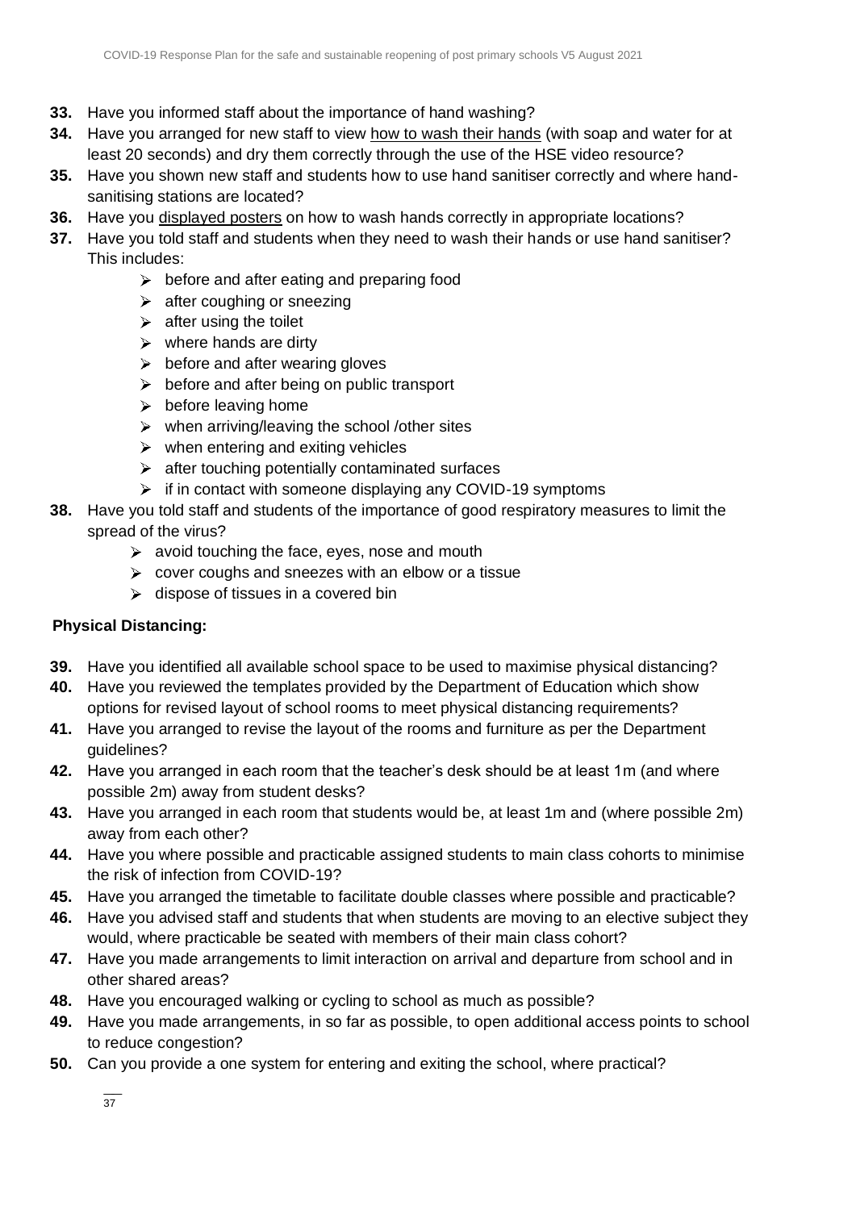**33.** Have you informed staff about the importance of hand washing?

**34.** Have you arranged for new staff to view how to wash their hands (with soap and water for at least 20 seconds) and dry them correctly through the use of the HSE video resource?

**35.** Have you shown new staff and students how to use hand sanitiser correctly and where hand-sanitising stations are located?

**36.** Have you displayed posters on how to wash hands correctly in appropriate locations?

**37.** Have you told staff and students when they need to wash their hands or use hand sanitiser? This includes:

- before and after eating and preparing food
- after coughing or sneezing
- after using the toilet
- where hands are dirty
- before and after wearing gloves
- before and after being on public transport
- before leaving home
- when arriving/leaving the school /other sites
- when entering and exiting vehicles
- after touching potentially contaminated surfaces
- if in contact with someone displaying any COVID-19 symptoms

**38.** Have you told staff and students of the importance of good respiratory measures to limit the spread of the virus?

- avoid touching the face, eyes, nose and mouth
- cover coughs and sneezes with an elbow or a tissue
- dispose of tissues in a covered bin

**Physical Distancing:**

**39.** Have you identified all available school space to be used to maximise physical distancing?

**40.** Have you reviewed the templates provided by the Department of Education which show options for revised layout of school rooms to meet physical distancing requirements?

**41.** Have you arranged to revise the layout of the rooms and furniture as per the Department guidelines?

**42.** Have you arranged in each room that the teacher's desk should be at least 1m (and where possible 2m) away from student desks?

**43.** Have you arranged in each room that students would be, at least 1m and (where possible 2m) away from each other?

**44.** Have you where possible and practicable assigned students to main class cohorts to minimise the risk of infection from COVID-19?

**45.** Have you arranged the timetable to facilitate double classes where possible and practicable?

**46.** Have you advised staff and students that when students are moving to an elective subject they would, where practicable be seated with members of their main class cohort?

**47.** Have you made arrangements to limit interaction on arrival and departure from school and in other shared areas?

**48.** Have you encouraged walking or cycling to school as much as possible?

**49.** Have you made arrangements, in so far as possible, to open additional access points to school to reduce congestion?

**50.** Can you provide a one system for entering and exiting the school, where practical?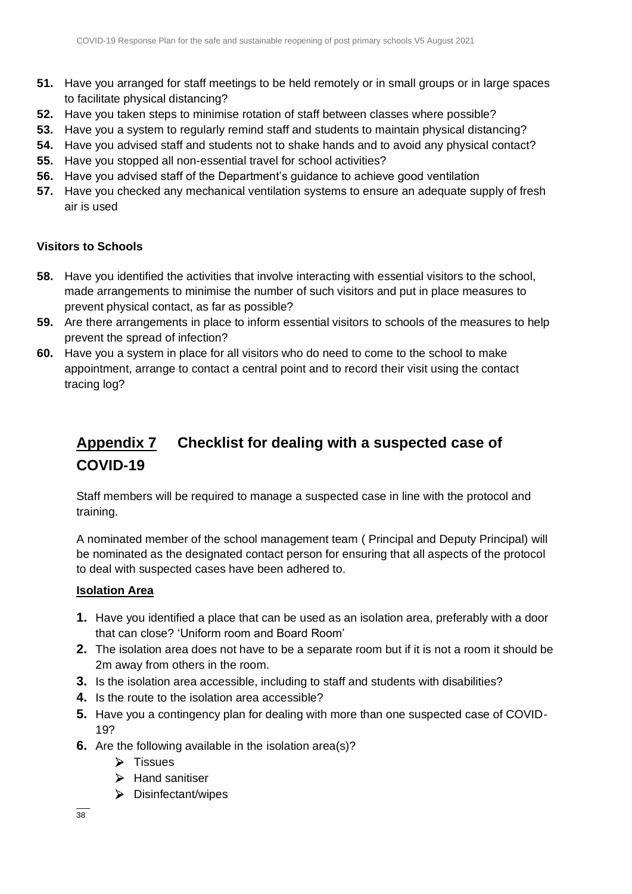**51.** Have you arranged for staff meetings to be held remotely or in small groups or in large spaces to facilitate physical distancing?

**52.** Have you taken steps to minimise rotation of staff between classes where possible?

**53.** Have you a system to regularly remind staff and students to maintain physical distancing?

**54.** Have you advised staff and students not to shake hands and to avoid any physical contact?

**55.** Have you stopped all non-essential travel for school activities?

**56.** Have you advised staff of the Department's guidance to achieve good ventilation

**57.** Have you checked any mechanical ventilation systems to ensure an adequate supply of fresh air is used

**Visitors to Schools**

**58.** Have you identified the activities that involve interacting with essential visitors to the school, made arrangements to minimise the number of such visitors and put in place measures to prevent physical contact, as far as possible?

**59.** Are there arrangements in place to inform essential visitors to schools of the measures to help prevent the spread of infection?

**60.** Have you a system in place for all visitors who do need to come to the school to make appointment, arrange to contact a central point and to record their visit using the contact tracing log?

## Appendix 7 Checklist for dealing with a suspected case of COVID-19

Staff members will be required to manage a suspected case in line with the protocol and training.

A nominated member of the school management team ( Principal and Deputy Principal) will be nominated as the designated contact person for ensuring that all aspects of the protocol to deal with suspected cases have been adhered to.

**Isolation Area**

**1.** Have you identified a place that can be used as an isolation area, preferably with a door that can close? 'Uniform room and Board Room'

**2.** The isolation area does not have to be a separate room but if it is not a room it should be 2m away from others in the room.

**3.** Is the isolation area accessible, including to staff and students with disabilities?

**4.** Is the route to the isolation area accessible?

**5.** Have you a contingency plan for dealing with more than one suspected case of COVID-19?

**6.** Are the following available in the isolation area(s)?
   - Tissues
   - Hand sanitiser
   - Disinfectant/wipes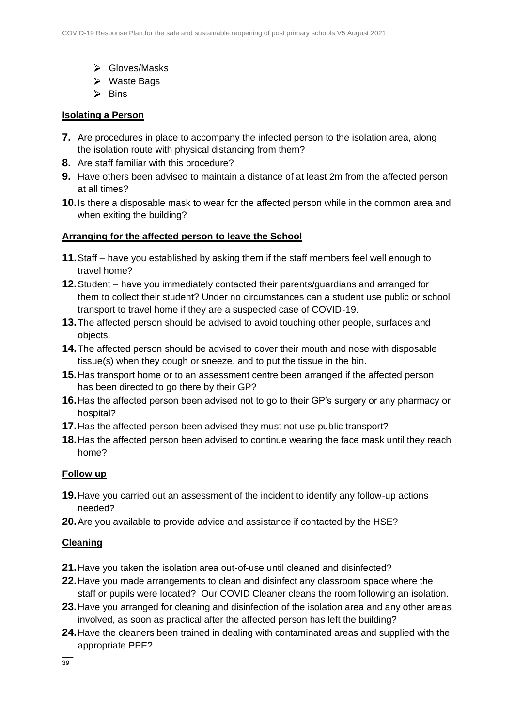- Gloves/Masks
- Waste Bags
- Bins

**Isolating a Person**

7. Are procedures in place to accompany the infected person to the isolation area, along the isolation route with physical distancing from them?
8. Are staff familiar with this procedure?
9. Have others been advised to maintain a distance of at least 2m from the affected person at all times?
10. Is there a disposable mask to wear for the affected person while in the common area and when exiting the building?

**Arranging for the affected person to leave the School**

11. Staff – have you established by asking them if the staff members feel well enough to travel home?
12. Student – have you immediately contacted their parents/guardians and arranged for them to collect their student? Under no circumstances can a student use public or school transport to travel home if they are a suspected case of COVID-19.
13. The affected person should be advised to avoid touching other people, surfaces and objects.
14. The affected person should be advised to cover their mouth and nose with disposable tissue(s) when they cough or sneeze, and to put the tissue in the bin.
15. Has transport home or to an assessment centre been arranged if the affected person has been directed to go there by their GP?
16. Has the affected person been advised not to go to their GP's surgery or any pharmacy or hospital?
17. Has the affected person been advised they must not use public transport?
18. Has the affected person been advised to continue wearing the face mask until they reach home?

**Follow up**

19. Have you carried out an assessment of the incident to identify any follow-up actions needed?
20. Are you available to provide advice and assistance if contacted by the HSE?

**Cleaning**

21. Have you taken the isolation area out-of-use until cleaned and disinfected?
22. Have you made arrangements to clean and disinfect any classroom space where the staff or pupils were located? Our COVID Cleaner cleans the room following an isolation.
23. Have you arranged for cleaning and disinfection of the isolation area and any other areas involved, as soon as practical after the affected person has left the building?
24. Have the cleaners been trained in dealing with contaminated areas and supplied with the appropriate PPE?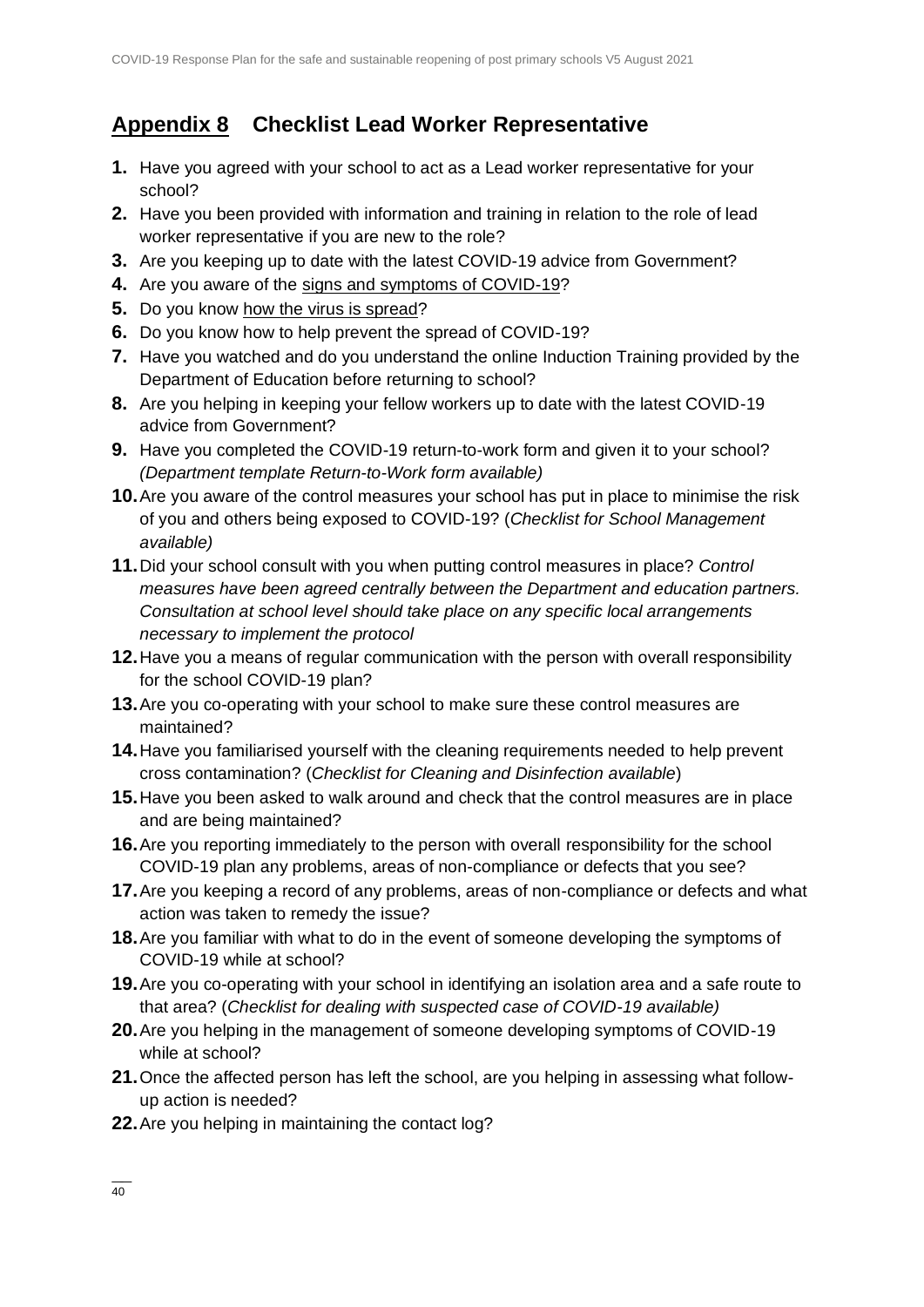## Appendix 8 Checklist Lead Worker Representative

1. Have you agreed with your school to act as a Lead worker representative for your school?
2. Have you been provided with information and training in relation to the role of lead worker representative if you are new to the role?
3. Are you keeping up to date with the latest COVID-19 advice from Government?
4. Are you aware of the signs and symptoms of COVID-19?
5. Do you know how the virus is spread?
6. Do you know how to help prevent the spread of COVID-19?
7. Have you watched and do you understand the online Induction Training provided by the Department of Education before returning to school?
8. Are you helping in keeping your fellow workers up to date with the latest COVID-19 advice from Government?
9. Have you completed the COVID-19 return-to-work form and given it to your school? *(Department template Return-to-Work form available)*
10. Are you aware of the control measures your school has put in place to minimise the risk of you and others being exposed to COVID-19? (*Checklist for School Management available)*
11. Did your school consult with you when putting control measures in place? *Control measures have been agreed centrally between the Department and education partners. Consultation at school level should take place on any specific local arrangements necessary to implement the protocol*
12. Have you a means of regular communication with the person with overall responsibility for the school COVID-19 plan?
13. Are you co-operating with your school to make sure these control measures are maintained?
14. Have you familiarised yourself with the cleaning requirements needed to help prevent cross contamination? (*Checklist for Cleaning and Disinfection available*)
15. Have you been asked to walk around and check that the control measures are in place and are being maintained?
16. Are you reporting immediately to the person with overall responsibility for the school COVID-19 plan any problems, areas of non-compliance or defects that you see?
17. Are you keeping a record of any problems, areas of non-compliance or defects and what action was taken to remedy the issue?
18. Are you familiar with what to do in the event of someone developing the symptoms of COVID-19 while at school?
19. Are you co-operating with your school in identifying an isolation area and a safe route to that area? (*Checklist for dealing with suspected case of COVID-19 available)*
20. Are you helping in the management of someone developing symptoms of COVID-19 while at school?
21. Once the affected person has left the school, are you helping in assessing what follow-up action is needed?
22. Are you helping in maintaining the contact log?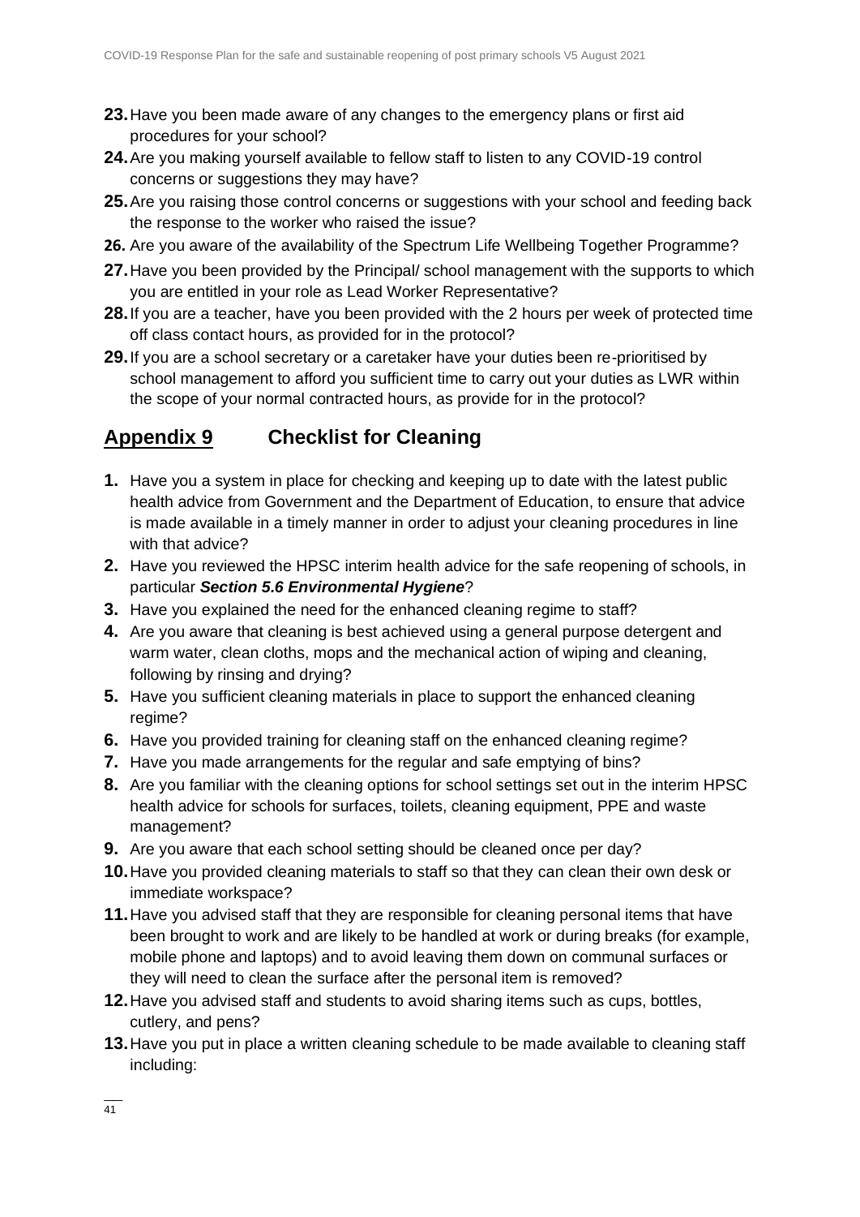23. Have you been made aware of any changes to the emergency plans or first aid procedures for your school?
24. Are you making yourself available to fellow staff to listen to any COVID-19 control concerns or suggestions they may have?
25. Are you raising those control concerns or suggestions with your school and feeding back the response to the worker who raised the issue?
26. Are you aware of the availability of the Spectrum Life Wellbeing Together Programme?
27. Have you been provided by the Principal/ school management with the supports to which you are entitled in your role as Lead Worker Representative?
28. If you are a teacher, have you been provided with the 2 hours per week of protected time off class contact hours, as provided for in the protocol?
29. If you are a school secretary or a caretaker have your duties been re-prioritised by school management to afford you sufficient time to carry out your duties as LWR within the scope of your normal contracted hours, as provide for in the protocol?

## Appendix 9 Checklist for Cleaning

1. Have you a system in place for checking and keeping up to date with the latest public health advice from Government and the Department of Education, to ensure that advice is made available in a timely manner in order to adjust your cleaning procedures in line with that advice?
2. Have you reviewed the HPSC interim health advice for the safe reopening of schools, in particular ***Section 5.6 Environmental Hygiene***?
3. Have you explained the need for the enhanced cleaning regime to staff?
4. Are you aware that cleaning is best achieved using a general purpose detergent and warm water, clean cloths, mops and the mechanical action of wiping and cleaning, following by rinsing and drying?
5. Have you sufficient cleaning materials in place to support the enhanced cleaning regime?
6. Have you provided training for cleaning staff on the enhanced cleaning regime?
7. Have you made arrangements for the regular and safe emptying of bins?
8. Are you familiar with the cleaning options for school settings set out in the interim HPSC health advice for schools for surfaces, toilets, cleaning equipment, PPE and waste management?
9. Are you aware that each school setting should be cleaned once per day?
10. Have you provided cleaning materials to staff so that they can clean their own desk or immediate workspace?
11. Have you advised staff that they are responsible for cleaning personal items that have been brought to work and are likely to be handled at work or during breaks (for example, mobile phone and laptops) and to avoid leaving them down on communal surfaces or they will need to clean the surface after the personal item is removed?
12. Have you advised staff and students to avoid sharing items such as cups, bottles, cutlery, and pens?
13. Have you put in place a written cleaning schedule to be made available to cleaning staff including: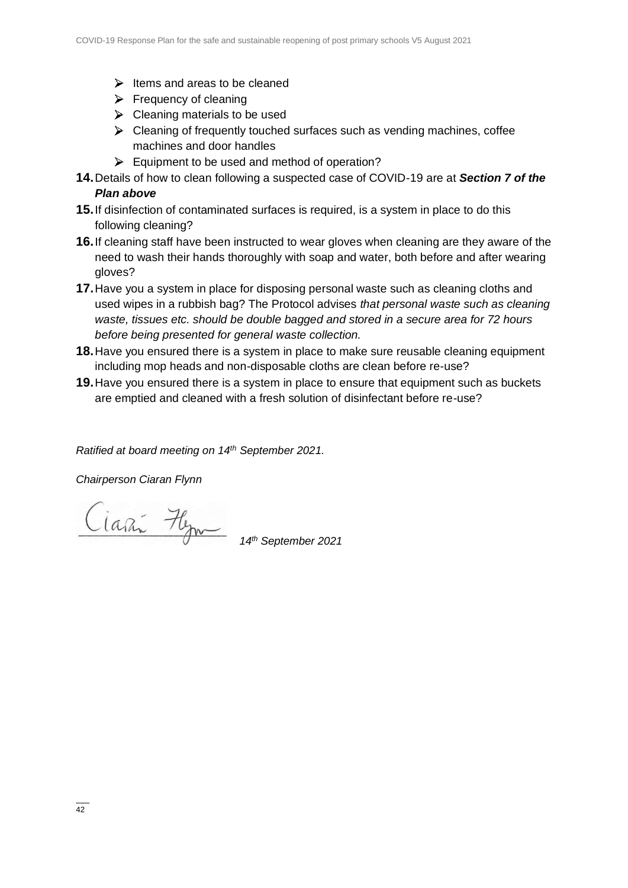- Items and areas to be cleaned
- Frequency of cleaning
- Cleaning materials to be used
- Cleaning of frequently touched surfaces such as vending machines, coffee machines and door handles
- Equipment to be used and method of operation?

**14.** Details of how to clean following a suspected case of COVID-19 are at ***Section 7 of the Plan above***

**15.** If disinfection of contaminated surfaces is required, is a system in place to do this following cleaning?

**16.** If cleaning staff have been instructed to wear gloves when cleaning are they aware of the need to wash their hands thoroughly with soap and water, both before and after wearing gloves?

**17.** Have you a system in place for disposing personal waste such as cleaning cloths and used wipes in a rubbish bag? The Protocol advises *that personal waste such as cleaning waste, tissues etc. should be double bagged and stored in a secure area for 72 hours before being presented for general waste collection.*

**18.** Have you ensured there is a system in place to make sure reusable cleaning equipment including mop heads and non-disposable cloths are clean before re-use?

**19.** Have you ensured there is a system in place to ensure that equipment such as buckets are emptied and cleaned with a fresh solution of disinfectant before re-use?

*Ratified at board meeting on 14th September 2021.*

*Chairperson Ciaran Flynn*

Ciarán Flynn *14th September 2021*